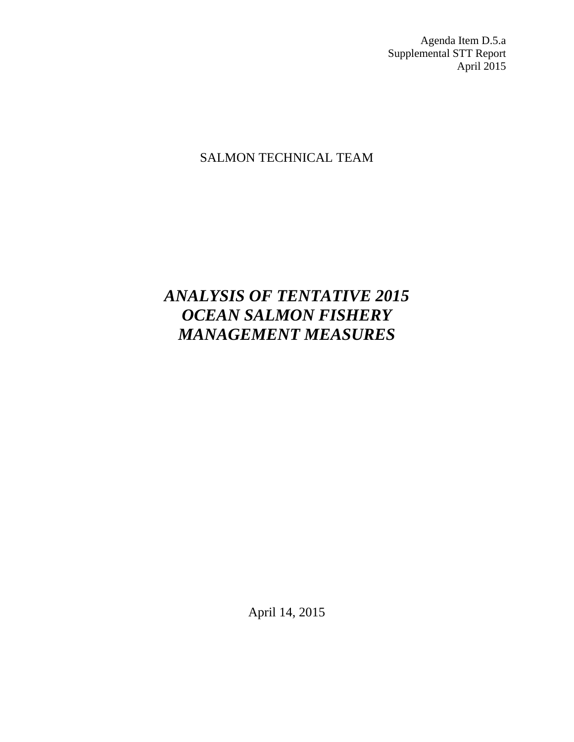Agenda Item D.5.a
Supplemental STT Report
April 2015

SALMON TECHNICAL TEAM

# *ANALYSIS OF TENTATIVE 2015 OCEAN SALMON FISHERY MANAGEMENT MEASURES*

April 14, 2015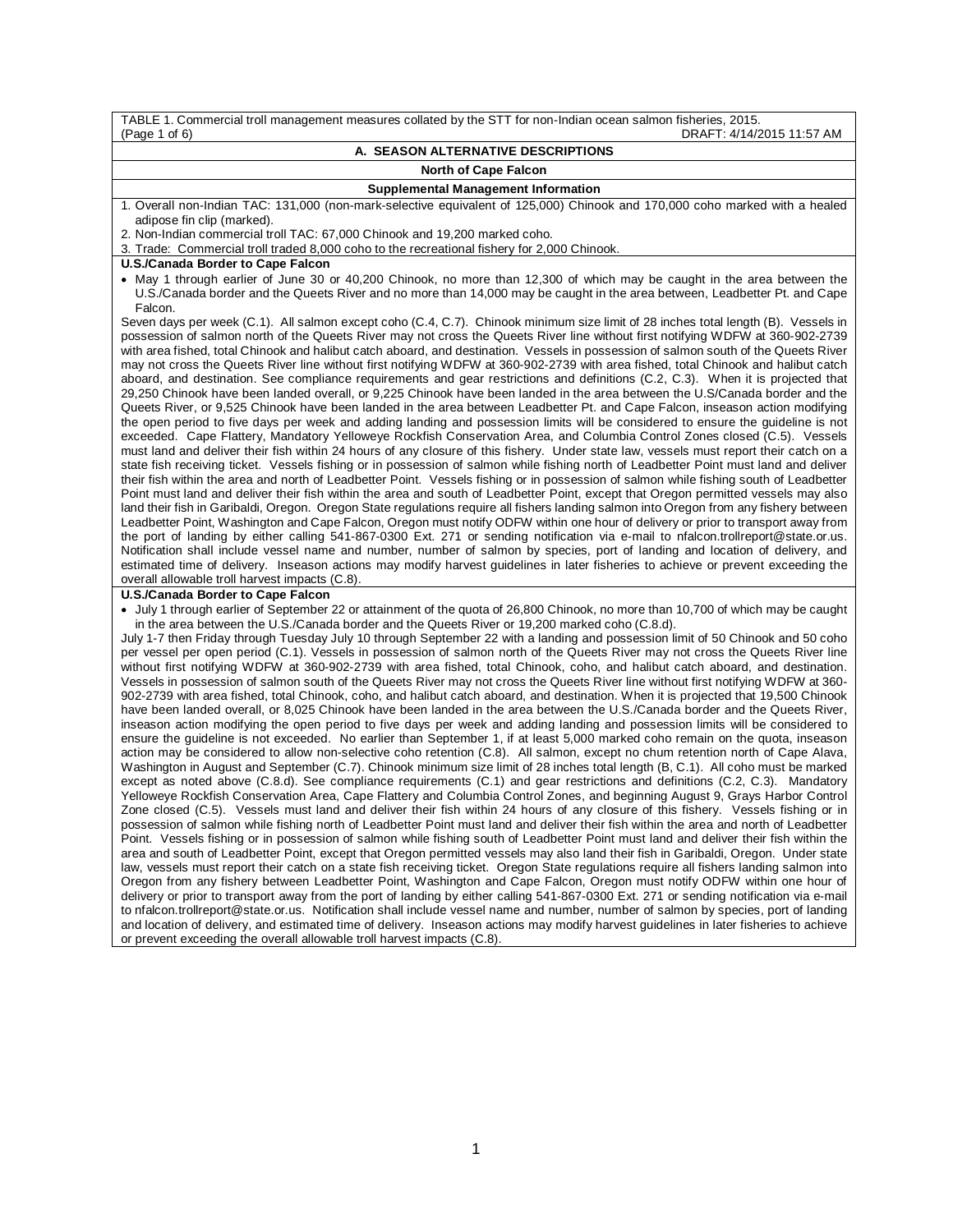TABLE 1. Commercial troll management measures collated by the STT for non-Indian ocean salmon fisheries, 2015.
(Page 1 of 6) DRAFT: 4/14/2015 11:57 AM

## A. SEASON ALTERNATIVE DESCRIPTIONS

### North of Cape Falcon

#### Supplemental Management Information

1. Overall non-Indian TAC: 131,000 (non-mark-selective equivalent of 125,000) Chinook and 170,000 coho marked with a healed adipose fin clip (marked).
2. Non-Indian commercial troll TAC: 67,000 Chinook and 19,200 marked coho.
3. Trade: Commercial troll traded 8,000 coho to the recreational fishery for 2,000 Chinook.

**U.S./Canada Border to Cape Falcon**

- May 1 through earlier of June 30 or 40,200 Chinook, no more than 12,300 of which may be caught in the area between the U.S./Canada border and the Queets River and no more than 14,000 may be caught in the area between, Leadbetter Pt. and Cape Falcon.

Seven days per week (C.1). All salmon except coho (C.4, C.7). Chinook minimum size limit of 28 inches total length (B). Vessels in possession of salmon north of the Queets River may not cross the Queets River line without first notifying WDFW at 360-902-2739 with area fished, total Chinook and halibut catch aboard, and destination. Vessels in possession of salmon south of the Queets River may not cross the Queets River line without first notifying WDFW at 360-902-2739 with area fished, total Chinook and halibut catch aboard, and destination. See compliance requirements and gear restrictions and definitions (C.2, C.3). When it is projected that 29,250 Chinook have been landed overall, or 9,225 Chinook have been landed in the area between the U.S/Canada border and the Queets River, or 9,525 Chinook have been landed in the area between Leadbetter Pt. and Cape Falcon, inseason action modifying the open period to five days per week and adding landing and possession limits will be considered to ensure the guideline is not exceeded. Cape Flattery, Mandatory Yelloweye Rockfish Conservation Area, and Columbia Control Zones closed (C.5). Vessels must land and deliver their fish within 24 hours of any closure of this fishery. Under state law, vessels must report their catch on a state fish receiving ticket. Vessels fishing or in possession of salmon while fishing north of Leadbetter Point must land and deliver their fish within the area and north of Leadbetter Point. Vessels fishing or in possession of salmon while fishing south of Leadbetter Point must land and deliver their fish within the area and south of Leadbetter Point, except that Oregon permitted vessels may also land their fish in Garibaldi, Oregon. Oregon State regulations require all fishers landing salmon into Oregon from any fishery between Leadbetter Point, Washington and Cape Falcon, Oregon must notify ODFW within one hour of delivery or prior to transport away from the port of landing by either calling 541-867-0300 Ext. 271 or sending notification via e-mail to nfalcon.trollreport@state.or.us. Notification shall include vessel name and number, number of salmon by species, port of landing and location of delivery, and estimated time of delivery. Inseason actions may modify harvest guidelines in later fisheries to achieve or prevent exceeding the overall allowable troll harvest impacts (C.8).

**U.S./Canada Border to Cape Falcon**

- July 1 through earlier of September 22 or attainment of the quota of 26,800 Chinook, no more than 10,700 of which may be caught in the area between the U.S./Canada border and the Queets River or 19,200 marked coho (C.8.d).

July 1-7 then Friday through Tuesday July 10 through September 22 with a landing and possession limit of 50 Chinook and 50 coho per vessel per open period (C.1). Vessels in possession of salmon north of the Queets River may not cross the Queets River line without first notifying WDFW at 360-902-2739 with area fished, total Chinook, coho, and halibut catch aboard, and destination. Vessels in possession of salmon south of the Queets River may not cross the Queets River line without first notifying WDFW at 360-902-2739 with area fished, total Chinook, coho, and halibut catch aboard, and destination. When it is projected that 19,500 Chinook have been landed overall, or 8,025 Chinook have been landed in the area between the U.S./Canada border and the Queets River, inseason action modifying the open period to five days per week and adding landing and possession limits will be considered to ensure the guideline is not exceeded. No earlier than September 1, if at least 5,000 marked coho remain on the quota, inseason action may be considered to allow non-selective coho retention (C.8). All salmon, except no chum retention north of Cape Alava, Washington in August and September (C.7). Chinook minimum size limit of 28 inches total length (B, C.1). All coho must be marked except as noted above (C.8.d). See compliance requirements (C.1) and gear restrictions and definitions (C.2, C.3). Mandatory Yelloweye Rockfish Conservation Area, Cape Flattery and Columbia Control Zones, and beginning August 9, Grays Harbor Control Zone closed (C.5). Vessels must land and deliver their fish within 24 hours of any closure of this fishery. Vessels fishing or in possession of salmon while fishing north of Leadbetter Point must land and deliver their fish within the area and north of Leadbetter Point. Vessels fishing or in possession of salmon while fishing south of Leadbetter Point must land and deliver their fish within the area and south of Leadbetter Point, except that Oregon permitted vessels may also land their fish in Garibaldi, Oregon. Under state law, vessels must report their catch on a state fish receiving ticket. Oregon State regulations require all fishers landing salmon into Oregon from any fishery between Leadbetter Point, Washington and Cape Falcon, Oregon must notify ODFW within one hour of delivery or prior to transport away from the port of landing by either calling 541-867-0300 Ext. 271 or sending notification via e-mail to nfalcon.trollreport@state.or.us. Notification shall include vessel name and number, number of salmon by species, port of landing and location of delivery, and estimated time of delivery. Inseason actions may modify harvest guidelines in later fisheries to achieve or prevent exceeding the overall allowable troll harvest impacts (C.8).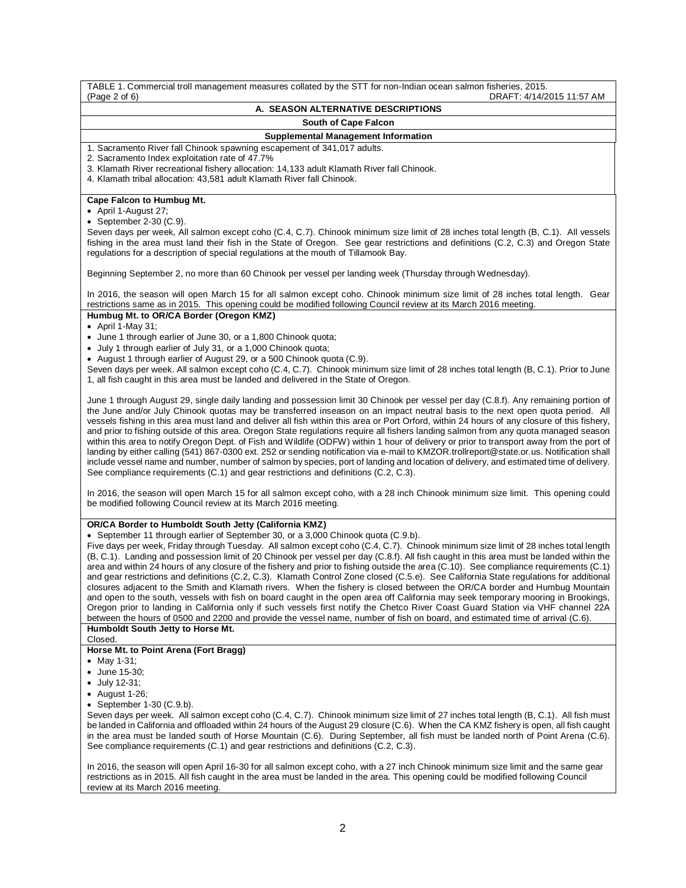TABLE 1. Commercial troll management measures collated by the STT for non-Indian ocean salmon fisheries, 2015.
(Page 2 of 6) DRAFT: 4/14/2015 11:57 AM

## A. SEASON ALTERNATIVE DESCRIPTIONS

### South of Cape Falcon

#### Supplemental Management Information

1. Sacramento River fall Chinook spawning escapement of 341,017 adults.
2. Sacramento Index exploitation rate of 47.7%
3. Klamath River recreational fishery allocation: 14,133 adult Klamath River fall Chinook.
4. Klamath tribal allocation: 43,581 adult Klamath River fall Chinook.

**Cape Falcon to Humbug Mt.**

- April 1-August 27;
- September 2-30 (C.9).

Seven days per week, All salmon except coho (C.4, C.7). Chinook minimum size limit of 28 inches total length (B, C.1). All vessels fishing in the area must land their fish in the State of Oregon. See gear restrictions and definitions (C.2, C.3) and Oregon State regulations for a description of special regulations at the mouth of Tillamook Bay.

Beginning September 2, no more than 60 Chinook per vessel per landing week (Thursday through Wednesday).

In 2016, the season will open March 15 for all salmon except coho. Chinook minimum size limit of 28 inches total length. Gear restrictions same as in 2015. This opening could be modified following Council review at its March 2016 meeting.

**Humbug Mt. to OR/CA Border (Oregon KMZ)**

- April 1-May 31;
- June 1 through earlier of June 30, or a 1,800 Chinook quota;
- July 1 through earlier of July 31, or a 1,000 Chinook quota;
- August 1 through earlier of August 29, or a 500 Chinook quota (C.9).

Seven days per week. All salmon except coho (C.4, C.7). Chinook minimum size limit of 28 inches total length (B, C.1). Prior to June 1, all fish caught in this area must be landed and delivered in the State of Oregon.

June 1 through August 29, single daily landing and possession limit 30 Chinook per vessel per day (C.8.f). Any remaining portion of the June and/or July Chinook quotas may be transferred inseason on an impact neutral basis to the next open quota period. All vessels fishing in this area must land and deliver all fish within this area or Port Orford, within 24 hours of any closure of this fishery, and prior to fishing outside of this area. Oregon State regulations require all fishers landing salmon from any quota managed season within this area to notify Oregon Dept. of Fish and Wildlife (ODFW) within 1 hour of delivery or prior to transport away from the port of landing by either calling (541) 867-0300 ext. 252 or sending notification via e-mail to KMZOR.trollreport@state.or.us. Notification shall include vessel name and number, number of salmon by species, port of landing and location of delivery, and estimated time of delivery. See compliance requirements (C.1) and gear restrictions and definitions (C.2, C.3).

In 2016, the season will open March 15 for all salmon except coho, with a 28 inch Chinook minimum size limit. This opening could be modified following Council review at its March 2016 meeting.

**OR/CA Border to Humboldt South Jetty (California KMZ)**

- September 11 through earlier of September 30, or a 3,000 Chinook quota (C.9.b).

Five days per week, Friday through Tuesday. All salmon except coho (C.4, C.7). Chinook minimum size limit of 28 inches total length (B, C.1). Landing and possession limit of 20 Chinook per vessel per day (C.8.f). All fish caught in this area must be landed within the area and within 24 hours of any closure of the fishery and prior to fishing outside the area (C.10). See compliance requirements (C.1) and gear restrictions and definitions (C.2, C.3). Klamath Control Zone closed (C.5.e). See California State regulations for additional closures adjacent to the Smith and Klamath rivers. When the fishery is closed between the OR/CA border and Humbug Mountain and open to the south, vessels with fish on board caught in the open area off California may seek temporary mooring in Brookings, Oregon prior to landing in California only if such vessels first notify the Chetco River Coast Guard Station via VHF channel 22A between the hours of 0500 and 2200 and provide the vessel name, number of fish on board, and estimated time of arrival (C.6).

**Humboldt South Jetty to Horse Mt.**

Closed.

**Horse Mt. to Point Arena (Fort Bragg)**

- May 1-31;
- June 15-30;
- July 12-31;
- August 1-26;
- September 1-30 (C.9.b).

Seven days per week. All salmon except coho (C.4, C.7). Chinook minimum size limit of 27 inches total length (B, C.1). All fish must be landed in California and offloaded within 24 hours of the August 29 closure (C.6). When the CA KMZ fishery is open, all fish caught in the area must be landed south of Horse Mountain (C.6). During September, all fish must be landed north of Point Arena (C.6). See compliance requirements (C.1) and gear restrictions and definitions (C.2, C.3).

In 2016, the season will open April 16-30 for all salmon except coho, with a 27 inch Chinook minimum size limit and the same gear restrictions as in 2015. All fish caught in the area must be landed in the area. This opening could be modified following Council review at its March 2016 meeting.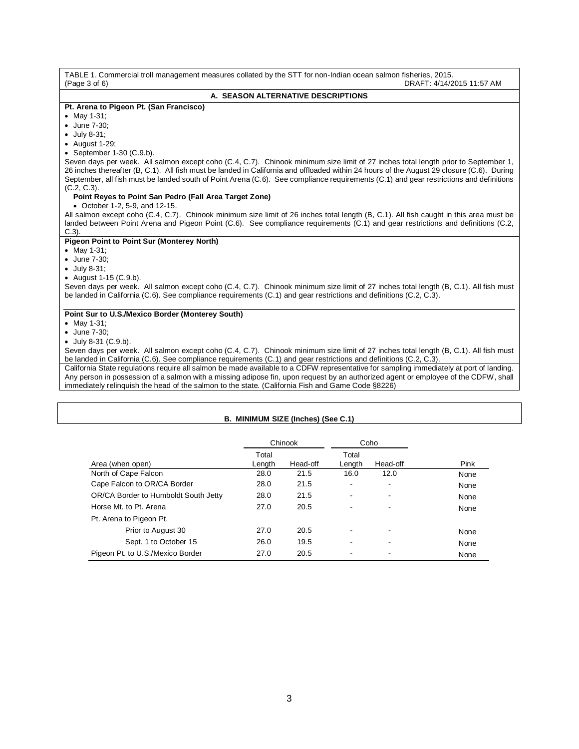TABLE 1. Commercial troll management measures collated by the STT for non-Indian ocean salmon fisheries, 2015.
(Page 3 of 6) DRAFT: 4/14/2015 11:57 AM

## A. SEASON ALTERNATIVE DESCRIPTIONS

**Pt. Arena to Pigeon Pt. (San Francisco)**

- May 1-31;
- June 7-30;
- July 8-31;
- August 1-29;
- September 1-30 (C.9.b).

Seven days per week. All salmon except coho (C.4, C.7). Chinook minimum size limit of 27 inches total length prior to September 1, 26 inches thereafter (B, C.1). All fish must be landed in California and offloaded within 24 hours of the August 29 closure (C.6). During September, all fish must be landed south of Point Arena (C.6). See compliance requirements (C.1) and gear restrictions and definitions (C.2, C.3).

**Point Reyes to Point San Pedro (Fall Area Target Zone)**

- October 1-2, 5-9, and 12-15.

All salmon except coho (C.4, C.7). Chinook minimum size limit of 26 inches total length (B, C.1). All fish caught in this area must be landed between Point Arena and Pigeon Point (C.6). See compliance requirements (C.1) and gear restrictions and definitions (C.2, C.3).

**Pigeon Point to Point Sur (Monterey North)**

- May 1-31;
- June 7-30;
- July 8-31;
- August 1-15 (C.9.b).

Seven days per week. All salmon except coho (C.4, C.7). Chinook minimum size limit of 27 inches total length (B, C.1). All fish must be landed in California (C.6). See compliance requirements (C.1) and gear restrictions and definitions (C.2, C.3).

**Point Sur to U.S./Mexico Border (Monterey South)**

- May 1-31;
- June 7-30;
- July 8-31 (C.9.b).

Seven days per week. All salmon except coho (C.4, C.7). Chinook minimum size limit of 27 inches total length (B, C.1). All fish must be landed in California (C.6). See compliance requirements (C.1) and gear restrictions and definitions (C.2, C.3).

California State regulations require all salmon be made available to a CDFW representative for sampling immediately at port of landing. Any person in possession of a salmon with a missing adipose fin, upon request by an authorized agent or employee of the CDFW, shall immediately relinquish the head of the salmon to the state. (California Fish and Game Code §8226)

## B. MINIMUM SIZE (Inches) (See C.1)

| | Chinook | | Coho | | |
|---|---|---|---|---|---|
| Area (when open) | Total Length | Head-off | Total Length | Head-off | Pink |
| North of Cape Falcon | 28.0 | 21.5 | 16.0 | 12.0 | None |
| Cape Falcon to OR/CA Border | 28.0 | 21.5 | - | - | None |
| OR/CA Border to Humboldt South Jetty | 28.0 | 21.5 | - | - | None |
| Horse Mt. to Pt. Arena | 27.0 | 20.5 | - | - | None |
| Pt. Arena to Pigeon Pt. | | | | | |
| Prior to August 30 | 27.0 | 20.5 | - | - | None |
| Sept. 1 to October 15 | 26.0 | 19.5 | - | - | None |
| Pigeon Pt. to U.S./Mexico Border | 27.0 | 20.5 | - | - | None |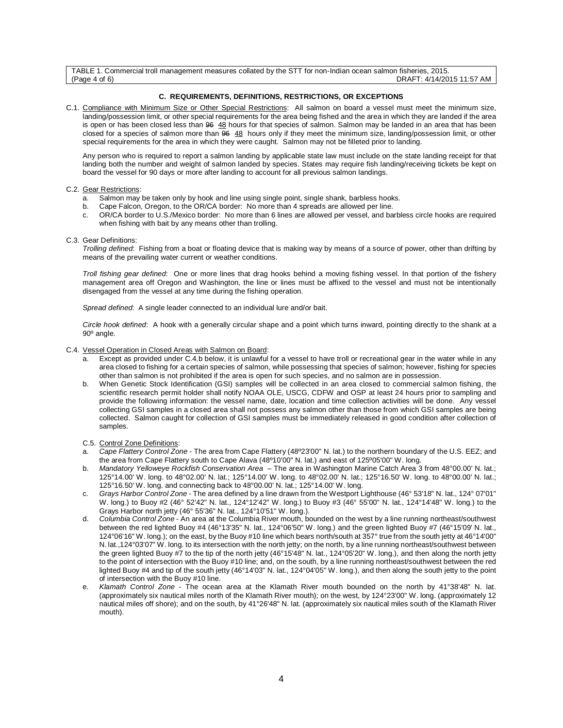TABLE 1. Commercial troll management measures collated by the STT for non-Indian ocean salmon fisheries, 2015.
(Page 4 of 6) DRAFT: 4/14/2015 11:57 AM

### C. REQUIREMENTS, DEFINITIONS, RESTRICTIONS, OR EXCEPTIONS

C.1. Compliance with Minimum Size or Other Special Restrictions: All salmon on board a vessel must meet the minimum size, landing/possession limit, or other special requirements for the area being fished and the area in which they are landed if the area is open or has been closed less than ~~96~~ 48 hours for that species of salmon. Salmon may be landed in an area that has been closed for a species of salmon more than ~~96~~ 48 hours only if they meet the minimum size, landing/possession limit, or other special requirements for the area in which they were caught. Salmon may not be filleted prior to landing.

Any person who is required to report a salmon landing by applicable state law must include on the state landing receipt for that landing both the number and weight of salmon landed by species. States may require fish landing/receiving tickets be kept on board the vessel for 90 days or more after landing to account for all previous salmon landings.

C.2. Gear Restrictions:

a. Salmon may be taken only by hook and line using single point, single shank, barbless hooks.
b. Cape Falcon, Oregon, to the OR/CA border: No more than 4 spreads are allowed per line.
c. OR/CA border to U.S./Mexico border: No more than 6 lines are allowed per vessel, and barbless circle hooks are required when fishing with bait by any means other than trolling.

C.3. Gear Definitions:

*Trolling defined*: Fishing from a boat or floating device that is making way by means of a source of power, other than drifting by means of the prevailing water current or weather conditions.

*Troll fishing gear defined*: One or more lines that drag hooks behind a moving fishing vessel. In that portion of the fishery management area off Oregon and Washington, the line or lines must be affixed to the vessel and must not be intentionally disengaged from the vessel at any time during the fishing operation.

*Spread defined*: A single leader connected to an individual lure and/or bait.

*Circle hook defined*: A hook with a generally circular shape and a point which turns inward, pointing directly to the shank at a 90º angle.

C.4. Vessel Operation in Closed Areas with Salmon on Board:

a. Except as provided under C.4.b below, it is unlawful for a vessel to have troll or recreational gear in the water while in any area closed to fishing for a certain species of salmon, while possessing that species of salmon; however, fishing for species other than salmon is not prohibited if the area is open for such species, and no salmon are in possession.
b. When Genetic Stock Identification (GSI) samples will be collected in an area closed to commercial salmon fishing, the scientific research permit holder shall notify NOAA OLE, USCG, CDFW and OSP at least 24 hours prior to sampling and provide the following information: the vessel name, date, location and time collection activities will be done. Any vessel collecting GSI samples in a closed area shall not possess any salmon other than those from which GSI samples are being collected. Salmon caught for collection of GSI samples must be immediately released in good condition after collection of samples.

C.5. Control Zone Definitions:

a. *Cape Flattery Control Zone* - The area from Cape Flattery (48º23'00" N. lat.) to the northern boundary of the U.S. EEZ; and the area from Cape Flattery south to Cape Alava (48º10'00" N. lat.) and east of 125º05'00" W. long.
b. *Mandatory Yelloweye Rockfish Conservation Area* – The area in Washington Marine Catch Area 3 from 48°00.00' N. lat.; 125°14.00' W. long. to 48°02.00' N. lat.; 125°14.00' W. long. to 48°02.00' N. lat.; 125°16.50' W. long. to 48°00.00' N. lat.; 125°16.50' W. long. and connecting back to 48°00.00' N. lat.; 125°14.00' W. long.
c. *Grays Harbor Control Zone* - The area defined by a line drawn from the Westport Lighthouse (46° 53'18" N. lat., 124° 07'01" W. long.) to Buoy #2 (46° 52'42" N. lat., 124°12'42" W. long.) to Buoy #3 (46° 55'00" N. lat., 124°14'48" W. long.) to the Grays Harbor north jetty (46° 55'36" N. lat., 124°10'51" W. long.).
d. *Columbia Control Zone* - An area at the Columbia River mouth, bounded on the west by a line running northeast/southwest between the red lighted Buoy #4 (46°13'35" N. lat., 124°06'50" W. long.) and the green lighted Buoy #7 (46°15'09' N. lat., 124°06'16" W. long.); on the east, by the Buoy #10 line which bears north/south at 357° true from the south jetty at 46°14'00" N. lat.,124°03'07" W. long. to its intersection with the north jetty; on the north, by a line running northeast/southwest between the green lighted Buoy #7 to the tip of the north jetty (46°15'48" N. lat., 124°05'20" W. long.), and then along the north jetty to the point of intersection with the Buoy #10 line; and, on the south, by a line running northeast/southwest between the red lighted Buoy #4 and tip of the south jetty (46°14'03" N. lat., 124°04'05" W. long.), and then along the south jetty to the point of intersection with the Buoy #10 line.
e. *Klamath Control Zone* - The ocean area at the Klamath River mouth bounded on the north by 41°38'48" N. lat. (approximately six nautical miles north of the Klamath River mouth); on the west, by 124°23'00" W. long. (approximately 12 nautical miles off shore); and on the south, by 41°26'48" N. lat. (approximately six nautical miles south of the Klamath River mouth).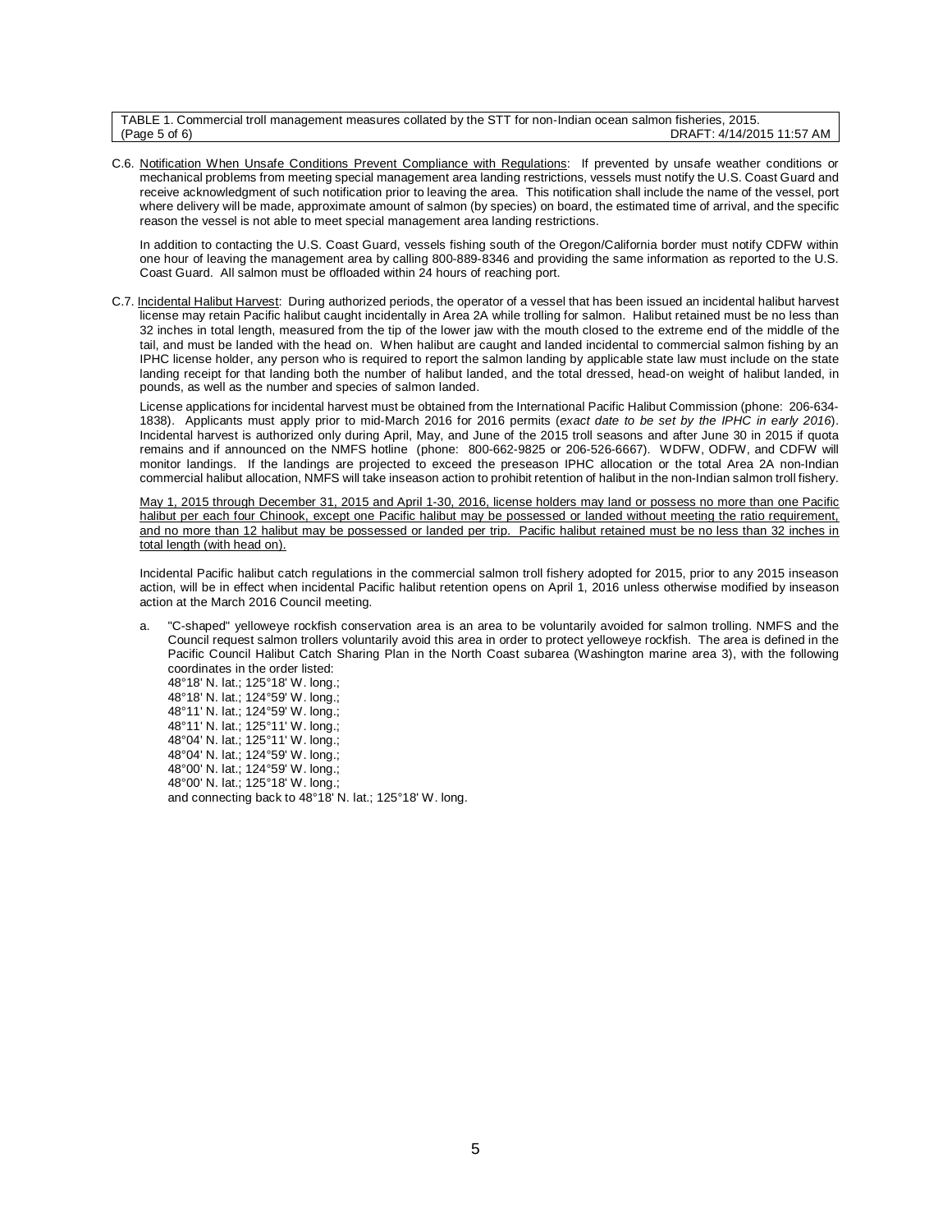C.6. Notification When Unsafe Conditions Prevent Compliance with Regulations: If prevented by unsafe weather conditions or mechanical problems from meeting special management area landing restrictions, vessels must notify the U.S. Coast Guard and receive acknowledgment of such notification prior to leaving the area. This notification shall include the name of the vessel, port where delivery will be made, approximate amount of salmon (by species) on board, the estimated time of arrival, and the specific reason the vessel is not able to meet special management area landing restrictions.

In addition to contacting the U.S. Coast Guard, vessels fishing south of the Oregon/California border must notify CDFW within one hour of leaving the management area by calling 800-889-8346 and providing the same information as reported to the U.S. Coast Guard. All salmon must be offloaded within 24 hours of reaching port.

C.7. Incidental Halibut Harvest: During authorized periods, the operator of a vessel that has been issued an incidental halibut harvest license may retain Pacific halibut caught incidentally in Area 2A while trolling for salmon. Halibut retained must be no less than 32 inches in total length, measured from the tip of the lower jaw with the mouth closed to the extreme end of the middle of the tail, and must be landed with the head on. When halibut are caught and landed incidental to commercial salmon fishing by an IPHC license holder, any person who is required to report the salmon landing by applicable state law must include on the state landing receipt for that landing both the number of halibut landed, and the total dressed, head-on weight of halibut landed, in pounds, as well as the number and species of salmon landed.

License applications for incidental harvest must be obtained from the International Pacific Halibut Commission (phone: 206-634-1838). Applicants must apply prior to mid-March 2016 for 2016 permits (*exact date to be set by the IPHC in early 2016*). Incidental harvest is authorized only during April, May, and June of the 2015 troll seasons and after June 30 in 2015 if quota remains and if announced on the NMFS hotline (phone: 800-662-9825 or 206-526-6667). WDFW, ODFW, and CDFW will monitor landings. If the landings are projected to exceed the preseason IPHC allocation or the total Area 2A non-Indian commercial halibut allocation, NMFS will take inseason action to prohibit retention of halibut in the non-Indian salmon troll fishery.

<u>May 1, 2015 through December 31, 2015 and April 1-30, 2016, license holders may land or possess no more than one Pacific halibut per each four Chinook, except one Pacific halibut may be possessed or landed without meeting the ratio requirement, and no more than 12 halibut may be possessed or landed per trip. Pacific halibut retained must be no less than 32 inches in total length (with head on).</u>

Incidental Pacific halibut catch regulations in the commercial salmon troll fishery adopted for 2015, prior to any 2015 inseason action, will be in effect when incidental Pacific halibut retention opens on April 1, 2016 unless otherwise modified by inseason action at the March 2016 Council meeting.

a. "C-shaped" yelloweye rockfish conservation area is an area to be voluntarily avoided for salmon trolling. NMFS and the Council request salmon trollers voluntarily avoid this area in order to protect yelloweye rockfish. The area is defined in the Pacific Council Halibut Catch Sharing Plan in the North Coast subarea (Washington marine area 3), with the following coordinates in the order listed:
   48°18' N. lat.; 125°18' W. long.;
   48°18' N. lat.; 124°59' W. long.;
   48°11' N. lat.; 124°59' W. long.;
   48°11' N. lat.; 125°11' W. long.;
   48°04' N. lat.; 125°11' W. long.;
   48°04' N. lat.; 124°59' W. long.;
   48°00' N. lat.; 124°59' W. long.;
   48°00' N. lat.; 125°18' W. long.;
   and connecting back to 48°18' N. lat.; 125°18' W. long.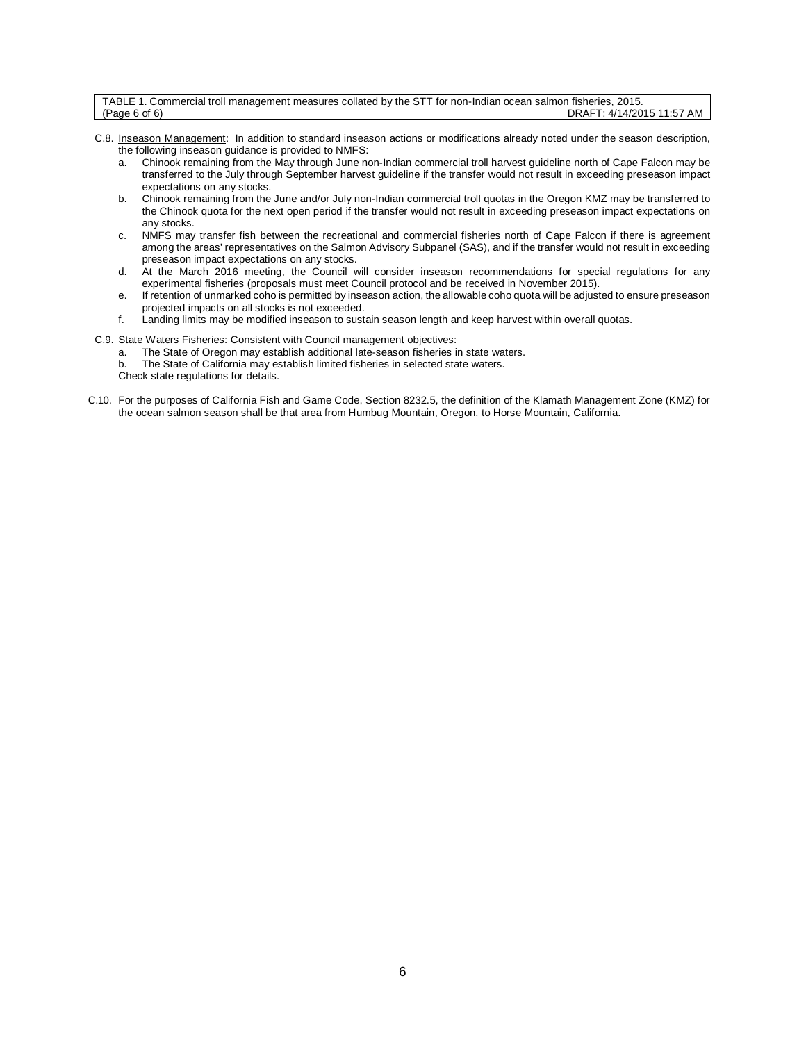TABLE 1. Commercial troll management measures collated by the STT for non-Indian ocean salmon fisheries, 2015.
(Page 6 of 6) DRAFT: 4/14/2015 11:57 AM

C.8. Inseason Management: In addition to standard inseason actions or modifications already noted under the season description, the following inseason guidance is provided to NMFS:

a. Chinook remaining from the May through June non-Indian commercial troll harvest guideline north of Cape Falcon may be transferred to the July through September harvest guideline if the transfer would not result in exceeding preseason impact expectations on any stocks.
b. Chinook remaining from the June and/or July non-Indian commercial troll quotas in the Oregon KMZ may be transferred to the Chinook quota for the next open period if the transfer would not result in exceeding preseason impact expectations on any stocks.
c. NMFS may transfer fish between the recreational and commercial fisheries north of Cape Falcon if there is agreement among the areas' representatives on the Salmon Advisory Subpanel (SAS), and if the transfer would not result in exceeding preseason impact expectations on any stocks.
d. At the March 2016 meeting, the Council will consider inseason recommendations for special regulations for any experimental fisheries (proposals must meet Council protocol and be received in November 2015).
e. If retention of unmarked coho is permitted by inseason action, the allowable coho quota will be adjusted to ensure preseason projected impacts on all stocks is not exceeded.
f. Landing limits may be modified inseason to sustain season length and keep harvest within overall quotas.

C.9. State Waters Fisheries: Consistent with Council management objectives:

a. The State of Oregon may establish additional late-season fisheries in state waters.
b. The State of California may establish limited fisheries in selected state waters.

Check state regulations for details.

C.10. For the purposes of California Fish and Game Code, Section 8232.5, the definition of the Klamath Management Zone (KMZ) for the ocean salmon season shall be that area from Humbug Mountain, Oregon, to Horse Mountain, California.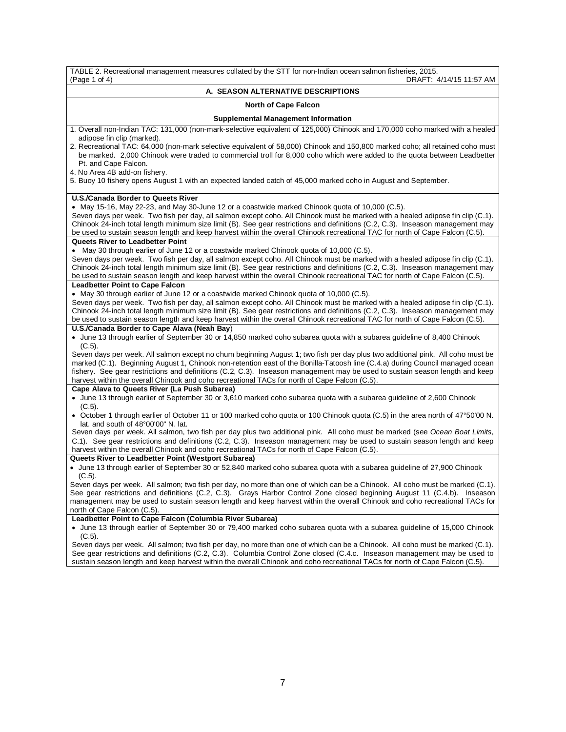TABLE 2. Recreational management measures collated by the STT for non-Indian ocean salmon fisheries, 2015.
(Page 1 of 4) DRAFT: 4/14/15 11:57 AM

## A. SEASON ALTERNATIVE DESCRIPTIONS

### North of Cape Falcon

#### Supplemental Management Information

1. Overall non-Indian TAC: 131,000 (non-mark-selective equivalent of 125,000) Chinook and 170,000 coho marked with a healed adipose fin clip (marked).
2. Recreational TAC: 64,000 (non-mark selective equivalent of 58,000) Chinook and 150,800 marked coho; all retained coho must be marked. 2,000 Chinook were traded to commercial troll for 8,000 coho which were added to the quota between Leadbetter Pt. and Cape Falcon.
4. No Area 4B add-on fishery.
5. Buoy 10 fishery opens August 1 with an expected landed catch of 45,000 marked coho in August and September.

**U.S./Canada Border to Queets River**

- May 15-16, May 22-23, and May 30-June 12 or a coastwide marked Chinook quota of 10,000 (C.5).

Seven days per week. Two fish per day, all salmon except coho. All Chinook must be marked with a healed adipose fin clip (C.1). Chinook 24-inch total length minimum size limit (B). See gear restrictions and definitions (C.2, C.3). Inseason management may be used to sustain season length and keep harvest within the overall Chinook recreational TAC for north of Cape Falcon (C.5).

**Queets River to Leadbetter Point**

- May 30 through earlier of June 12 or a coastwide marked Chinook quota of 10,000 (C.5).

Seven days per week. Two fish per day, all salmon except coho. All Chinook must be marked with a healed adipose fin clip (C.1). Chinook 24-inch total length minimum size limit (B). See gear restrictions and definitions (C.2, C.3). Inseason management may be used to sustain season length and keep harvest within the overall Chinook recreational TAC for north of Cape Falcon (C.5).

**Leadbetter Point to Cape Falcon**

- May 30 through earlier of June 12 or a coastwide marked Chinook quota of 10,000 (C.5).

Seven days per week. Two fish per day, all salmon except coho. All Chinook must be marked with a healed adipose fin clip (C.1). Chinook 24-inch total length minimum size limit (B). See gear restrictions and definitions (C.2, C.3). Inseason management may be used to sustain season length and keep harvest within the overall Chinook recreational TAC for north of Cape Falcon (C.5).

**U.S./Canada Border to Cape Alava (Neah Bay)**

- June 13 through earlier of September 30 or 14,850 marked coho subarea quota with a subarea guideline of 8,400 Chinook (C.5).

Seven days per week. All salmon except no chum beginning August 1; two fish per day plus two additional pink. All coho must be marked (C.1). Beginning August 1, Chinook non-retention east of the Bonilla-Tatoosh line (C.4.a) during Council managed ocean fishery. See gear restrictions and definitions (C.2, C.3). Inseason management may be used to sustain season length and keep harvest within the overall Chinook and coho recreational TACs for north of Cape Falcon (C.5).

**Cape Alava to Queets River (La Push Subarea)**

- June 13 through earlier of September 30 or 3,610 marked coho subarea quota with a subarea guideline of 2,600 Chinook (C.5).
- October 1 through earlier of October 11 or 100 marked coho quota or 100 Chinook quota (C.5) in the area north of 47°50'00 N. lat. and south of 48°00'00" N. lat.

Seven days per week. All salmon, two fish per day plus two additional pink. All coho must be marked (see *Ocean Boat Limits*, C.1). See gear restrictions and definitions (C.2, C.3). Inseason management may be used to sustain season length and keep harvest within the overall Chinook and coho recreational TACs for north of Cape Falcon (C.5).

**Queets River to Leadbetter Point (Westport Subarea)**

- June 13 through earlier of September 30 or 52,840 marked coho subarea quota with a subarea guideline of 27,900 Chinook (C.5).

Seven days per week. All salmon; two fish per day, no more than one of which can be a Chinook. All coho must be marked (C.1). See gear restrictions and definitions (C.2, C.3). Grays Harbor Control Zone closed beginning August 11 (C.4.b). Inseason management may be used to sustain season length and keep harvest within the overall Chinook and coho recreational TACs for north of Cape Falcon (C.5).

**Leadbetter Point to Cape Falcon (Columbia River Subarea)**

- June 13 through earlier of September 30 or 79,400 marked coho subarea quota with a subarea guideline of 15,000 Chinook (C.5).

Seven days per week. All salmon; two fish per day, no more than one of which can be a Chinook. All coho must be marked (C.1). See gear restrictions and definitions (C.2, C.3). Columbia Control Zone closed (C.4.c. Inseason management may be used to sustain season length and keep harvest within the overall Chinook and coho recreational TACs for north of Cape Falcon (C.5).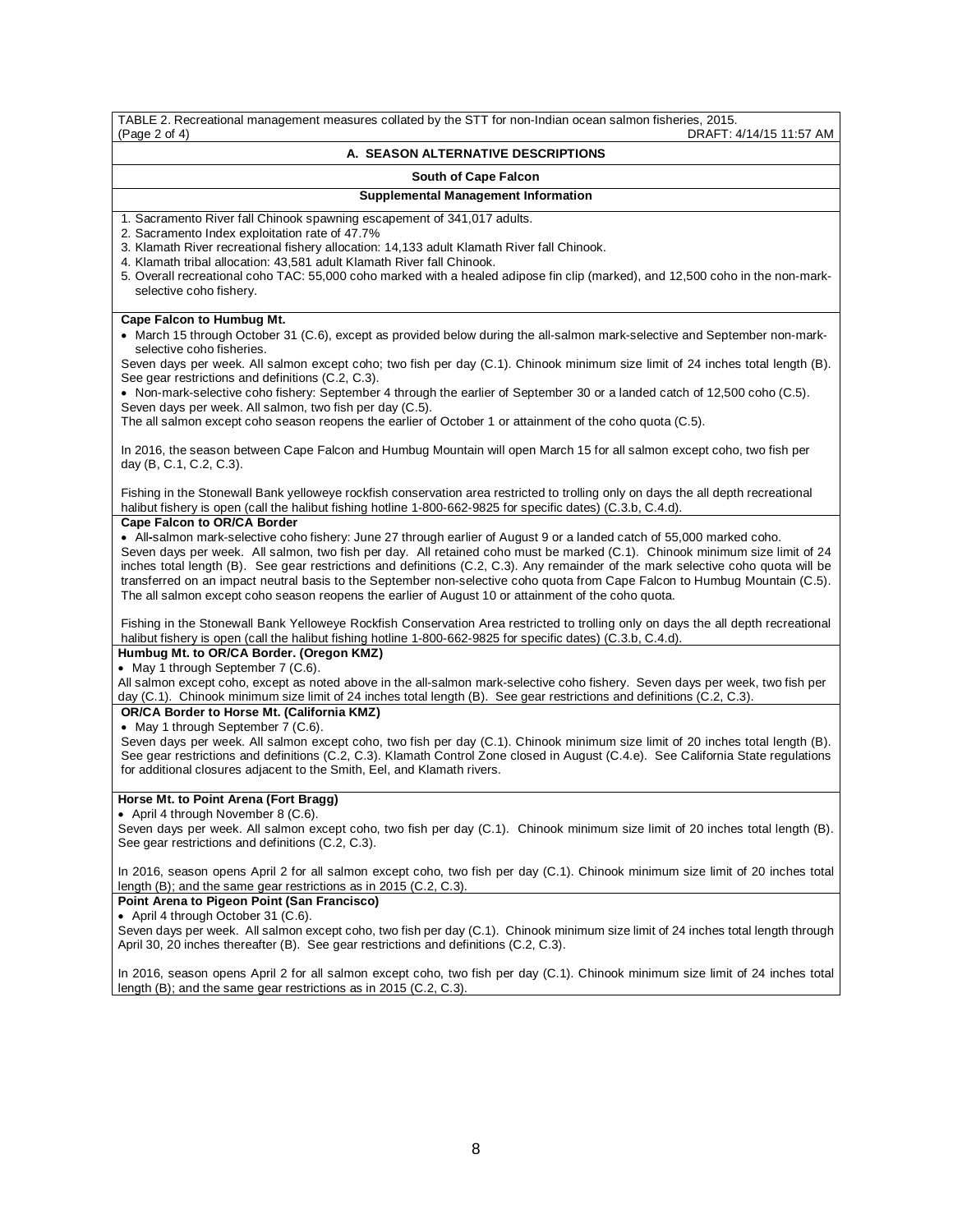TABLE 2. Recreational management measures collated by the STT for non-Indian ocean salmon fisheries, 2015.
(Page 2 of 4) DRAFT: 4/14/15 11:57 AM

## A. SEASON ALTERNATIVE DESCRIPTIONS

### South of Cape Falcon

### Supplemental Management Information

1. Sacramento River fall Chinook spawning escapement of 341,017 adults.
2. Sacramento Index exploitation rate of 47.7%
3. Klamath River recreational fishery allocation: 14,133 adult Klamath River fall Chinook.
4. Klamath tribal allocation: 43,581 adult Klamath River fall Chinook.
5. Overall recreational coho TAC: 55,000 coho marked with a healed adipose fin clip (marked), and 12,500 coho in the non-mark-selective coho fishery.

**Cape Falcon to Humbug Mt.**

- March 15 through October 31 (C.6), except as provided below during the all-salmon mark-selective and September non-mark-selective coho fisheries.

Seven days per week. All salmon except coho; two fish per day (C.1). Chinook minimum size limit of 24 inches total length (B). See gear restrictions and definitions (C.2, C.3).

- Non-mark-selective coho fishery: September 4 through the earlier of September 30 or a landed catch of 12,500 coho (C.5).

Seven days per week. All salmon, two fish per day (C.5).
The all salmon except coho season reopens the earlier of October 1 or attainment of the coho quota (C.5).

In 2016, the season between Cape Falcon and Humbug Mountain will open March 15 for all salmon except coho, two fish per day (B, C.1, C.2, C.3).

Fishing in the Stonewall Bank yelloweye rockfish conservation area restricted to trolling only on days the all depth recreational halibut fishery is open (call the halibut fishing hotline 1-800-662-9825 for specific dates) (C.3.b, C.4.d).

**Cape Falcon to OR/CA Border**

- All-salmon mark-selective coho fishery: June 27 through earlier of August 9 or a landed catch of 55,000 marked coho.

Seven days per week. All salmon, two fish per day. All retained coho must be marked (C.1). Chinook minimum size limit of 24 inches total length (B). See gear restrictions and definitions (C.2, C.3). Any remainder of the mark selective coho quota will be transferred on an impact neutral basis to the September non-selective coho quota from Cape Falcon to Humbug Mountain (C.5). The all salmon except coho season reopens the earlier of August 10 or attainment of the coho quota.

Fishing in the Stonewall Bank Yelloweye Rockfish Conservation Area restricted to trolling only on days the all depth recreational halibut fishery is open (call the halibut fishing hotline 1-800-662-9825 for specific dates) (C.3.b, C.4.d).

**Humbug Mt. to OR/CA Border. (Oregon KMZ)**

- May 1 through September 7 (C.6).

All salmon except coho, except as noted above in the all-salmon mark-selective coho fishery. Seven days per week, two fish per day (C.1). Chinook minimum size limit of 24 inches total length (B). See gear restrictions and definitions (C.2, C.3).

**OR/CA Border to Horse Mt. (California KMZ)**

- May 1 through September 7 (C.6).

Seven days per week. All salmon except coho, two fish per day (C.1). Chinook minimum size limit of 20 inches total length (B). See gear restrictions and definitions (C.2, C.3). Klamath Control Zone closed in August (C.4.e). See California State regulations for additional closures adjacent to the Smith, Eel, and Klamath rivers.

**Horse Mt. to Point Arena (Fort Bragg)**

- April 4 through November 8 (C.6).

Seven days per week. All salmon except coho, two fish per day (C.1). Chinook minimum size limit of 20 inches total length (B). See gear restrictions and definitions (C.2, C.3).

In 2016, season opens April 2 for all salmon except coho, two fish per day (C.1). Chinook minimum size limit of 20 inches total length (B); and the same gear restrictions as in 2015 (C.2, C.3).

**Point Arena to Pigeon Point (San Francisco)**

- April 4 through October 31 (C.6).

Seven days per week. All salmon except coho, two fish per day (C.1). Chinook minimum size limit of 24 inches total length through April 30, 20 inches thereafter (B). See gear restrictions and definitions (C.2, C.3).

In 2016, season opens April 2 for all salmon except coho, two fish per day (C.1). Chinook minimum size limit of 24 inches total length (B); and the same gear restrictions as in 2015 (C.2, C.3).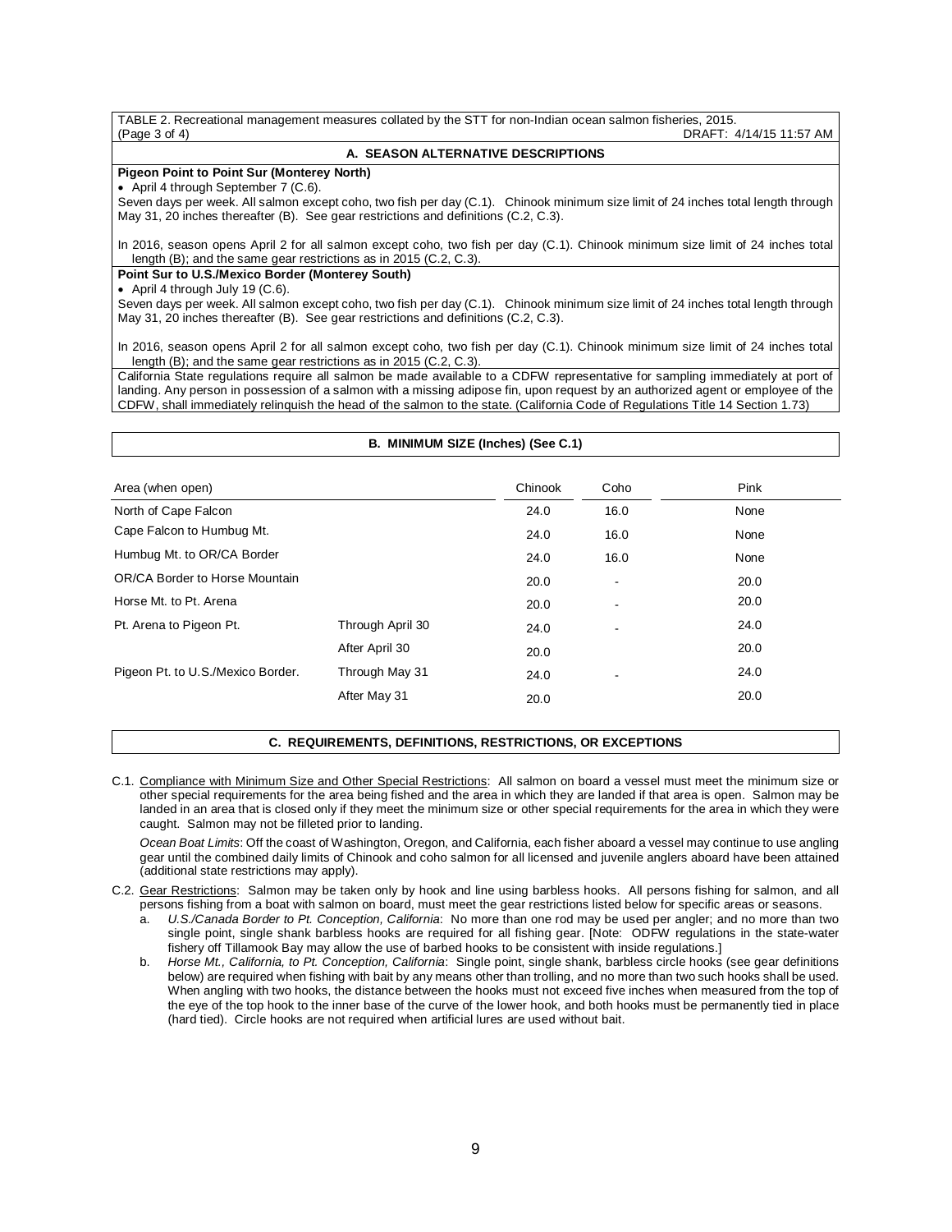TABLE 2. Recreational management measures collated by the STT for non-Indian ocean salmon fisheries, 2015.
(Page 3 of 4) DRAFT: 4/14/15 11:57 AM

### A. SEASON ALTERNATIVE DESCRIPTIONS

**Pigeon Point to Point Sur (Monterey North)**

- April 4 through September 7 (C.6).

Seven days per week. All salmon except coho, two fish per day (C.1). Chinook minimum size limit of 24 inches total length through May 31, 20 inches thereafter (B). See gear restrictions and definitions (C.2, C.3).

In 2016, season opens April 2 for all salmon except coho, two fish per day (C.1). Chinook minimum size limit of 24 inches total length (B); and the same gear restrictions as in 2015 (C.2, C.3).

**Point Sur to U.S./Mexico Border (Monterey South)**

- April 4 through July 19 (C.6).

Seven days per week. All salmon except coho, two fish per day (C.1). Chinook minimum size limit of 24 inches total length through May 31, 20 inches thereafter (B). See gear restrictions and definitions (C.2, C.3).

In 2016, season opens April 2 for all salmon except coho, two fish per day (C.1). Chinook minimum size limit of 24 inches total length (B); and the same gear restrictions as in 2015 (C.2, C.3).

California State regulations require all salmon be made available to a CDFW representative for sampling immediately at port of landing. Any person in possession of a salmon with a missing adipose fin, upon request by an authorized agent or employee of the CDFW, shall immediately relinquish the head of the salmon to the state. (California Code of Regulations Title 14 Section 1.73)

### B. MINIMUM SIZE (Inches) (See C.1)

| Area (when open) | | Chinook | Coho | Pink |
|---|---|---|---|---|
| North of Cape Falcon | | 24.0 | 16.0 | None |
| Cape Falcon to Humbug Mt. | | 24.0 | 16.0 | None |
| Humbug Mt. to OR/CA Border | | 24.0 | 16.0 | None |
| OR/CA Border to Horse Mountain | | 20.0 | - | 20.0 |
| Horse Mt. to Pt. Arena | | 20.0 | - | 20.0 |
| Pt. Arena to Pigeon Pt. | Through April 30 | 24.0 | - | 24.0 |
| | After April 30 | 20.0 | | 20.0 |
| Pigeon Pt. to U.S./Mexico Border. | Through May 31 | 24.0 | - | 24.0 |
| | After May 31 | 20.0 | | 20.0 |

### C. REQUIREMENTS, DEFINITIONS, RESTRICTIONS, OR EXCEPTIONS

C.1. Compliance with Minimum Size and Other Special Restrictions: All salmon on board a vessel must meet the minimum size or other special requirements for the area being fished and the area in which they are landed if that area is open. Salmon may be landed in an area that is closed only if they meet the minimum size or other special requirements for the area in which they were caught. Salmon may not be filleted prior to landing.

*Ocean Boat Limits*: Off the coast of Washington, Oregon, and California, each fisher aboard a vessel may continue to use angling gear until the combined daily limits of Chinook and coho salmon for all licensed and juvenile anglers aboard have been attained (additional state restrictions may apply).

C.2. Gear Restrictions: Salmon may be taken only by hook and line using barbless hooks. All persons fishing for salmon, and all persons fishing from a boat with salmon on board, must meet the gear restrictions listed below for specific areas or seasons.

a. *U.S./Canada Border to Pt. Conception, California*: No more than one rod may be used per angler; and no more than two single point, single shank barbless hooks are required for all fishing gear. [Note: ODFW regulations in the state-water fishery off Tillamook Bay may allow the use of barbed hooks to be consistent with inside regulations.]

b. *Horse Mt., California, to Pt. Conception, California*: Single point, single shank, barbless circle hooks (see gear definitions below) are required when fishing with bait by any means other than trolling, and no more than two such hooks shall be used. When angling with two hooks, the distance between the hooks must not exceed five inches when measured from the top of the eye of the top hook to the inner base of the curve of the lower hook, and both hooks must be permanently tied in place (hard tied). Circle hooks are not required when artificial lures are used without bait.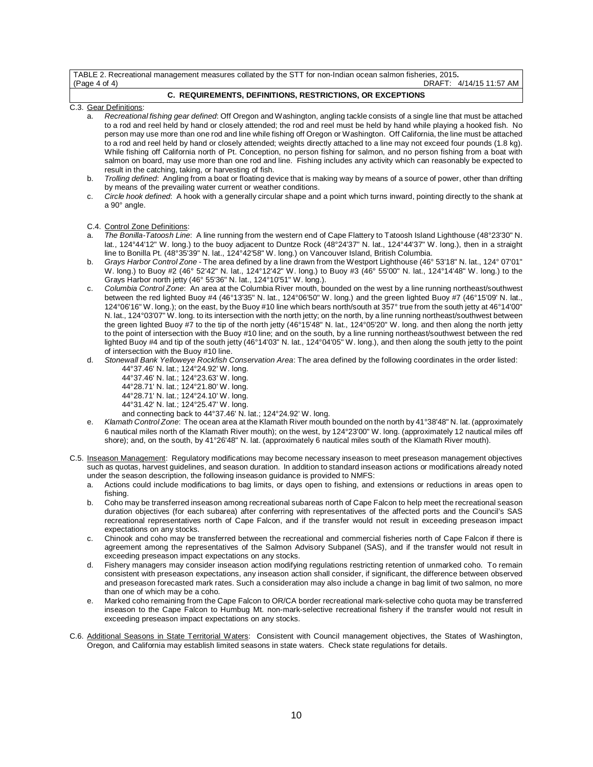TABLE 2. Recreational management measures collated by the STT for non-Indian ocean salmon fisheries, 2015.
(Page 4 of 4) DRAFT: 4/14/15 11:57 AM

### C. REQUIREMENTS, DEFINITIONS, RESTRICTIONS, OR EXCEPTIONS

C.3. Gear Definitions:

a. *Recreational fishing gear defined*: Off Oregon and Washington, angling tackle consists of a single line that must be attached to a rod and reel held by hand or closely attended; the rod and reel must be held by hand while playing a hooked fish. No person may use more than one rod and line while fishing off Oregon or Washington. Off California, the line must be attached to a rod and reel held by hand or closely attended; weights directly attached to a line may not exceed four pounds (1.8 kg). While fishing off California north of Pt. Conception, no person fishing for salmon, and no person fishing from a boat with salmon on board, may use more than one rod and line. Fishing includes any activity which can reasonably be expected to result in the catching, taking, or harvesting of fish.

b. *Trolling defined*: Angling from a boat or floating device that is making way by means of a source of power, other than drifting by means of the prevailing water current or weather conditions.

c. *Circle hook defined*: A hook with a generally circular shape and a point which turns inward, pointing directly to the shank at a 90° angle.

C.4. Control Zone Definitions:

a. *The Bonilla-Tatoosh Line*: A line running from the western end of Cape Flattery to Tatoosh Island Lighthouse (48°23'30" N. lat., 124°44'12" W. long.) to the buoy adjacent to Duntze Rock (48°24'37" N. lat., 124°44'37" W. long.), then in a straight line to Bonilla Pt. (48°35'39" N. lat., 124°42'58" W. long.) on Vancouver Island, British Columbia.

b. *Grays Harbor Control Zone* - The area defined by a line drawn from the Westport Lighthouse (46° 53'18" N. lat., 124° 07'01" W. long.) to Buoy #2 (46° 52'42" N. lat., 124°12'42" W. long.) to Buoy #3 (46° 55'00" N. lat., 124°14'48" W. long.) to the Grays Harbor north jetty (46° 55'36" N. lat., 124°10'51" W. long.).

c. *Columbia Control Zone*: An area at the Columbia River mouth, bounded on the west by a line running northeast/southwest between the red lighted Buoy #4 (46°13'35" N. lat., 124°06'50" W. long.) and the green lighted Buoy #7 (46°15'09' N. lat., 124°06'16" W. long.); on the east, by the Buoy #10 line which bears north/south at 357° true from the south jetty at 46°14'00" N. lat., 124°03'07" W. long. to its intersection with the north jetty; on the north, by a line running northeast/southwest between the green lighted Buoy #7 to the tip of the north jetty (46°15'48" N. lat., 124°05'20" W. long. and then along the north jetty to the point of intersection with the Buoy #10 line; and on the south, by a line running northeast/southwest between the red lighted Buoy #4 and tip of the south jetty (46°14'03" N. lat., 124°04'05" W. long.), and then along the south jetty to the point of intersection with the Buoy #10 line.

d. *Stonewall Bank Yelloweye Rockfish Conservation Area*: The area defined by the following coordinates in the order listed:
   44°37.46' N. lat.; 124°24.92' W. long.
   44°37.46' N. lat.; 124°23.63' W. long.
   44°28.71' N. lat.; 124°21.80' W. long.
   44°28.71' N. lat.; 124°24.10' W. long.
   44°31.42' N. lat.; 124°25.47' W. long.
   and connecting back to 44°37.46' N. lat.; 124°24.92' W. long.

e. *Klamath Control Zone*: The ocean area at the Klamath River mouth bounded on the north by 41°38'48" N. lat. (approximately 6 nautical miles north of the Klamath River mouth); on the west, by 124°23'00" W. long. (approximately 12 nautical miles off shore); and, on the south, by 41°26'48" N. lat. (approximately 6 nautical miles south of the Klamath River mouth).

C.5. Inseason Management: Regulatory modifications may become necessary inseason to meet preseason management objectives such as quotas, harvest guidelines, and season duration. In addition to standard inseason actions or modifications already noted under the season description, the following inseason guidance is provided to NMFS:

a. Actions could include modifications to bag limits, or days open to fishing, and extensions or reductions in areas open to fishing.

b. Coho may be transferred inseason among recreational subareas north of Cape Falcon to help meet the recreational season duration objectives (for each subarea) after conferring with representatives of the affected ports and the Council's SAS recreational representatives north of Cape Falcon, and if the transfer would not result in exceeding preseason impact expectations on any stocks.

c. Chinook and coho may be transferred between the recreational and commercial fisheries north of Cape Falcon if there is agreement among the representatives of the Salmon Advisory Subpanel (SAS), and if the transfer would not result in exceeding preseason impact expectations on any stocks.

d. Fishery managers may consider inseason action modifying regulations restricting retention of unmarked coho. To remain consistent with preseason expectations, any inseason action shall consider, if significant, the difference between observed and preseason forecasted mark rates. Such a consideration may also include a change in bag limit of two salmon, no more than one of which may be a coho.

e. Marked coho remaining from the Cape Falcon to OR/CA border recreational mark-selective coho quota may be transferred inseason to the Cape Falcon to Humbug Mt. non-mark-selective recreational fishery if the transfer would not result in exceeding preseason impact expectations on any stocks.

C.6. Additional Seasons in State Territorial Waters: Consistent with Council management objectives, the States of Washington, Oregon, and California may establish limited seasons in state waters. Check state regulations for details.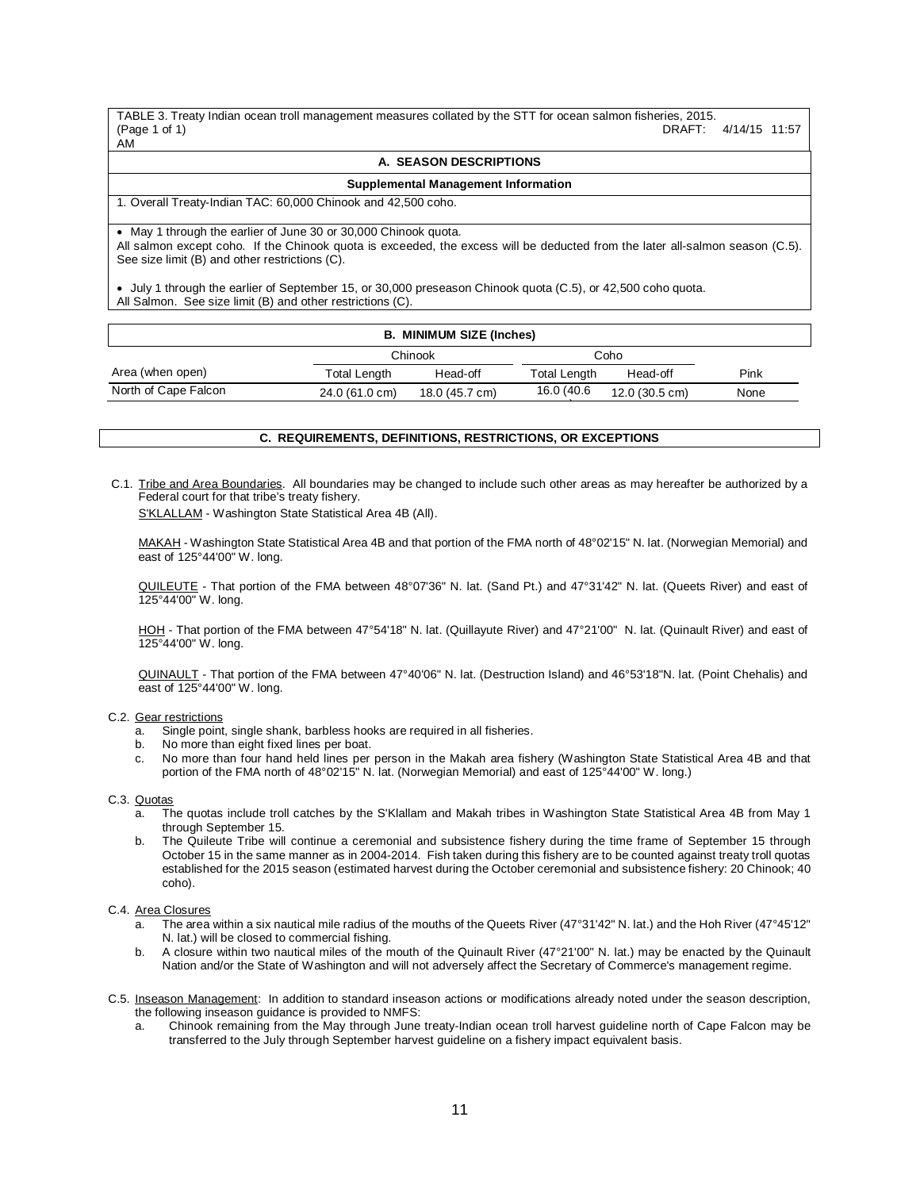TABLE 3. Treaty Indian ocean troll management measures collated by the STT for ocean salmon fisheries, 2015.
(Page 1 of 1) DRAFT: 4/14/15 11:57 AM

## A. SEASON DESCRIPTIONS

### Supplemental Management Information

1. Overall Treaty-Indian TAC: 60,000 Chinook and 42,500 coho.

- May 1 through the earlier of June 30 or 30,000 Chinook quota.

All salmon except coho. If the Chinook quota is exceeded, the excess will be deducted from the later all-salmon season (C.5). See size limit (B) and other restrictions (C).

- July 1 through the earlier of September 15, or 30,000 preseason Chinook quota (C.5), or 42,500 coho quota.

All Salmon. See size limit (B) and other restrictions (C).

## B. MINIMUM SIZE (Inches)

| | Chinook | | Coho | | |
|---|---|---|---|---|---|
| Area (when open) | Total Length | Head-off | Total Length | Head-off | Pink |
| North of Cape Falcon | 24.0 (61.0 cm) | 18.0 (45.7 cm) | 16.0 (40.6 | 12.0 (30.5 cm) | None |

## C. REQUIREMENTS, DEFINITIONS, RESTRICTIONS, OR EXCEPTIONS

C.1. Tribe and Area Boundaries. All boundaries may be changed to include such other areas as may hereafter be authorized by a Federal court for that tribe's treaty fishery.

S'KLALLAM - Washington State Statistical Area 4B (All).

MAKAH - Washington State Statistical Area 4B and that portion of the FMA north of 48°02'15" N. lat. (Norwegian Memorial) and east of 125°44'00" W. long.

QUILEUTE - That portion of the FMA between 48°07'36" N. lat. (Sand Pt.) and 47°31'42" N. lat. (Queets River) and east of 125°44'00" W. long.

HOH - That portion of the FMA between 47°54'18" N. lat. (Quillayute River) and 47°21'00" N. lat. (Quinault River) and east of 125°44'00" W. long.

QUINAULT - That portion of the FMA between 47°40'06" N. lat. (Destruction Island) and 46°53'18"N. lat. (Point Chehalis) and east of 125°44'00" W. long.

C.2. Gear restrictions

a. Single point, single shank, barbless hooks are required in all fisheries.
b. No more than eight fixed lines per boat.
c. No more than four hand held lines per person in the Makah area fishery (Washington State Statistical Area 4B and that portion of the FMA north of 48°02'15" N. lat. (Norwegian Memorial) and east of 125°44'00" W. long.)

C.3. Quotas

a. The quotas include troll catches by the S'Klallam and Makah tribes in Washington State Statistical Area 4B from May 1 through September 15.
b. The Quileute Tribe will continue a ceremonial and subsistence fishery during the time frame of September 15 through October 15 in the same manner as in 2004-2014. Fish taken during this fishery are to be counted against treaty troll quotas established for the 2015 season (estimated harvest during the October ceremonial and subsistence fishery: 20 Chinook; 40 coho).

C.4. Area Closures

a. The area within a six nautical mile radius of the mouths of the Queets River (47°31'42" N. lat.) and the Hoh River (47°45'12" N. lat.) will be closed to commercial fishing.
b. A closure within two nautical miles of the mouth of the Quinault River (47°21'00" N. lat.) may be enacted by the Quinault Nation and/or the State of Washington and will not adversely affect the Secretary of Commerce's management regime.

C.5. Inseason Management: In addition to standard inseason actions or modifications already noted under the season description, the following inseason guidance is provided to NMFS:

a. Chinook remaining from the May through June treaty-Indian ocean troll harvest guideline north of Cape Falcon may be transferred to the July through September harvest guideline on a fishery impact equivalent basis.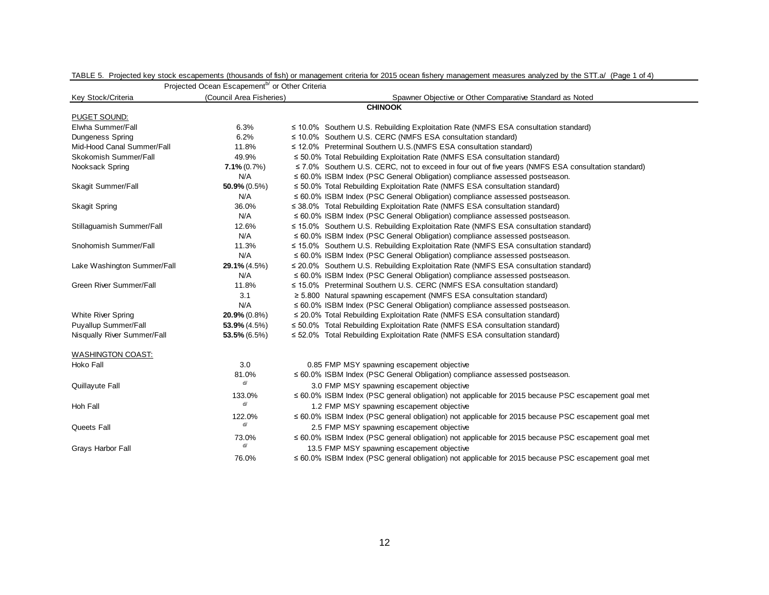TABLE 5. Projected key stock escapements (thousands of fish) or management criteria for 2015 ocean fishery management measures analyzed by the STT.a/ (Page 1 of 4)

| Key Stock/Criteria | Projected Ocean Escapement[b/] or Other Criteria (Council Area Fisheries) | Spawner Objective or Other Comparative Standard as Noted |
|---|---|---|
| | **CHINOOK** | |
| PUGET SOUND: | | |
| Elwha Summer/Fall | 6.3% | ≤ 10.0% Southern U.S. Rebuilding Exploitation Rate (NMFS ESA consultation standard) |
| Dungeness Spring | 6.2% | ≤ 10.0% Southern U.S. CERC (NMFS ESA consultation standard) |
| Mid-Hood Canal Summer/Fall | 11.8% | ≤ 12.0% Preterminal Southern U.S.(NMFS ESA consultation standard) |
| Skokomish Summer/Fall | 49.9% | ≤ 50.0% Total Rebuilding Exploitation Rate (NMFS ESA consultation standard) |
| Nooksack Spring | **7.1%** (0.7%) | ≤ 7.0% Southern U.S. CERC, not to exceed in four out of five years (NMFS ESA consultation standard) |
| | N/A | ≤ 60.0% ISBM Index (PSC General Obligation) compliance assessed postseason. |
| Skagit Summer/Fall | **50.9%** (0.5%) | ≤ 50.0% Total Rebuilding Exploitation Rate (NMFS ESA consultation standard) |
| | N/A | ≤ 60.0% ISBM Index (PSC General Obligation) compliance assessed postseason. |
| Skagit Spring | 36.0% | ≤ 38.0% Total Rebuilding Exploitation Rate (NMFS ESA consultation standard) |
| | N/A | ≤ 60.0% ISBM Index (PSC General Obligation) compliance assessed postseason. |
| Stillaguamish Summer/Fall | 12.6% | ≤ 15.0% Southern U.S. Rebuilding Exploitation Rate (NMFS ESA consultation standard) |
| | N/A | ≤ 60.0% ISBM Index (PSC General Obligation) compliance assessed postseason. |
| Snohomish Summer/Fall | 11.3% | ≤ 15.0% Southern U.S. Rebuilding Exploitation Rate (NMFS ESA consultation standard) |
| | N/A | ≤ 60.0% ISBM Index (PSC General Obligation) compliance assessed postseason. |
| Lake Washington Summer/Fall | **29.1%** (4.5%) | ≤ 20.0% Southern U.S. Rebuilding Exploitation Rate (NMFS ESA consultation standard) |
| | N/A | ≤ 60.0% ISBM Index (PSC General Obligation) compliance assessed postseason. |
| Green River Summer/Fall | 11.8% | ≤ 15.0% Preterminal Southern U.S. CERC (NMFS ESA consultation standard) |
| | 3.1 | ≥ 5.800 Natural spawning escapement (NMFS ESA consultation standard) |
| | N/A | ≤ 60.0% ISBM Index (PSC General Obligation) compliance assessed postseason. |
| White River Spring | **20.9%** (0.8%) | ≤ 20.0% Total Rebuilding Exploitation Rate (NMFS ESA consultation standard) |
| Puyallup Summer/Fall | **53.9%** (4.5%) | ≤ 50.0% Total Rebuilding Exploitation Rate (NMFS ESA consultation standard) |
| Nisqually River Summer/Fall | **53.5%** (6.5%) | ≤ 52.0% Total Rebuilding Exploitation Rate (NMFS ESA consultation standard) |
| WASHINGTON COAST: | | |
| Hoko Fall | 3.0 | 0.85 FMP MSY spawning escapement objective |
| | 81.0% | ≤ 60.0% ISBM Index (PSC General Obligation) compliance assessed postseason. |
| Quillayute Fall | d/ | 3.0 FMP MSY spawning escapement objective |
| | 133.0% | ≤ 60.0% ISBM Index (PSC general obligation) not applicable for 2015 because PSC escapement goal met |
| Hoh Fall | d/ | 1.2 FMP MSY spawning escapement objective |
| | 122.0% | ≤ 60.0% ISBM Index (PSC general obligation) not applicable for 2015 because PSC escapement goal met |
| Queets Fall | d/ | 2.5 FMP MSY spawning escapement objective |
| | 73.0% | ≤ 60.0% ISBM Index (PSC general obligation) not applicable for 2015 because PSC escapement goal met |
| Grays Harbor Fall | d/ | 13.5 FMP MSY spawning escapement objective |
| | 76.0% | ≤ 60.0% ISBM Index (PSC general obligation) not applicable for 2015 because PSC escapement goal met |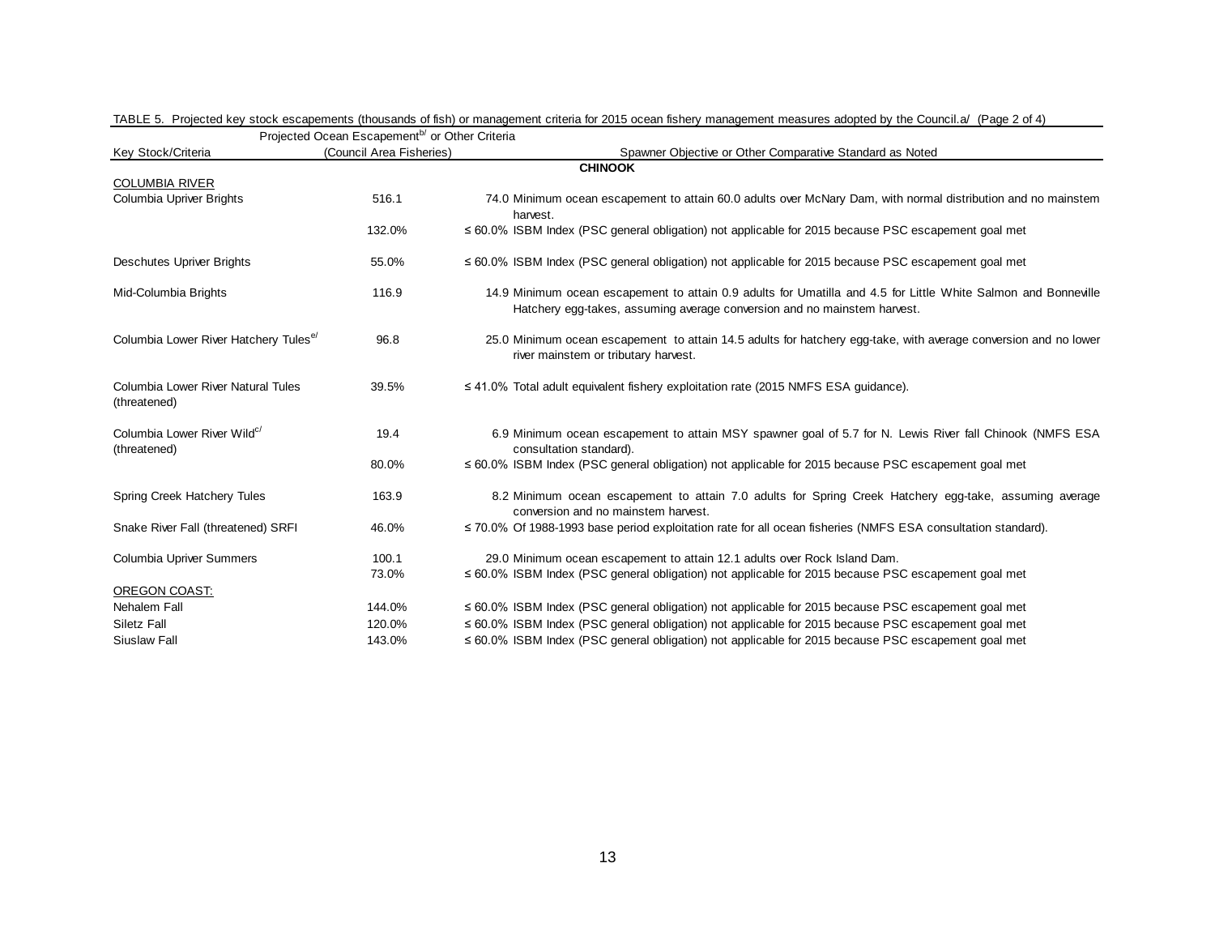TABLE 5. Projected key stock escapements (thousands of fish) or management criteria for 2015 ocean fishery management measures adopted by the Council.a/ (Page 2 of 4)

| Key Stock/Criteria | Projected Ocean Escapement[b/] or Other Criteria (Council Area Fisheries) | Spawner Objective or Other Comparative Standard as Noted | |
|---|---|---|---|
| **CHINOOK** | | | |
| COLUMBIA RIVER | | | |
| Columbia Upriver Brights | 516.1 | 74.0 | Minimum ocean escapement to attain 60.0 adults over McNary Dam, with normal distribution and no mainstem harvest. |
| | 132.0% | ≤ 60.0% | ISBM Index (PSC general obligation) not applicable for 2015 because PSC escapement goal met |
| Deschutes Upriver Brights | 55.0% | ≤ 60.0% | ISBM Index (PSC general obligation) not applicable for 2015 because PSC escapement goal met |
| Mid-Columbia Brights | 116.9 | 14.9 | Minimum ocean escapement to attain 0.9 adults for Umatilla and 4.5 for Little White Salmon and Bonneville Hatchery egg-takes, assuming average conversion and no mainstem harvest. |
| Columbia Lower River Hatchery Tules[e/] | 96.8 | 25.0 | Minimum ocean escapement to attain 14.5 adults for hatchery egg-take, with average conversion and no lower river mainstem or tributary harvest. |
| Columbia Lower River Natural Tules (threatened) | 39.5% | ≤ 41.0% | Total adult equivalent fishery exploitation rate (2015 NMFS ESA guidance). |
| Columbia Lower River Wild[c/] (threatened) | 19.4 | 6.9 | Minimum ocean escapement to attain MSY spawner goal of 5.7 for N. Lewis River fall Chinook (NMFS ESA consultation standard). |
| | 80.0% | ≤ 60.0% | ISBM Index (PSC general obligation) not applicable for 2015 because PSC escapement goal met |
| Spring Creek Hatchery Tules | 163.9 | 8.2 | Minimum ocean escapement to attain 7.0 adults for Spring Creek Hatchery egg-take, assuming average conversion and no mainstem harvest. |
| Snake River Fall (threatened) SRFI | 46.0% | ≤ 70.0% | Of 1988-1993 base period exploitation rate for all ocean fisheries (NMFS ESA consultation standard). |
| Columbia Upriver Summers | 100.1 | 29.0 | Minimum ocean escapement to attain 12.1 adults over Rock Island Dam. |
| | 73.0% | ≤ 60.0% | ISBM Index (PSC general obligation) not applicable for 2015 because PSC escapement goal met |
| OREGON COAST: | | | |
| Nehalem Fall | 144.0% | ≤ 60.0% | ISBM Index (PSC general obligation) not applicable for 2015 because PSC escapement goal met |
| Siletz Fall | 120.0% | ≤ 60.0% | ISBM Index (PSC general obligation) not applicable for 2015 because PSC escapement goal met |
| Siuslaw Fall | 143.0% | ≤ 60.0% | ISBM Index (PSC general obligation) not applicable for 2015 because PSC escapement goal met |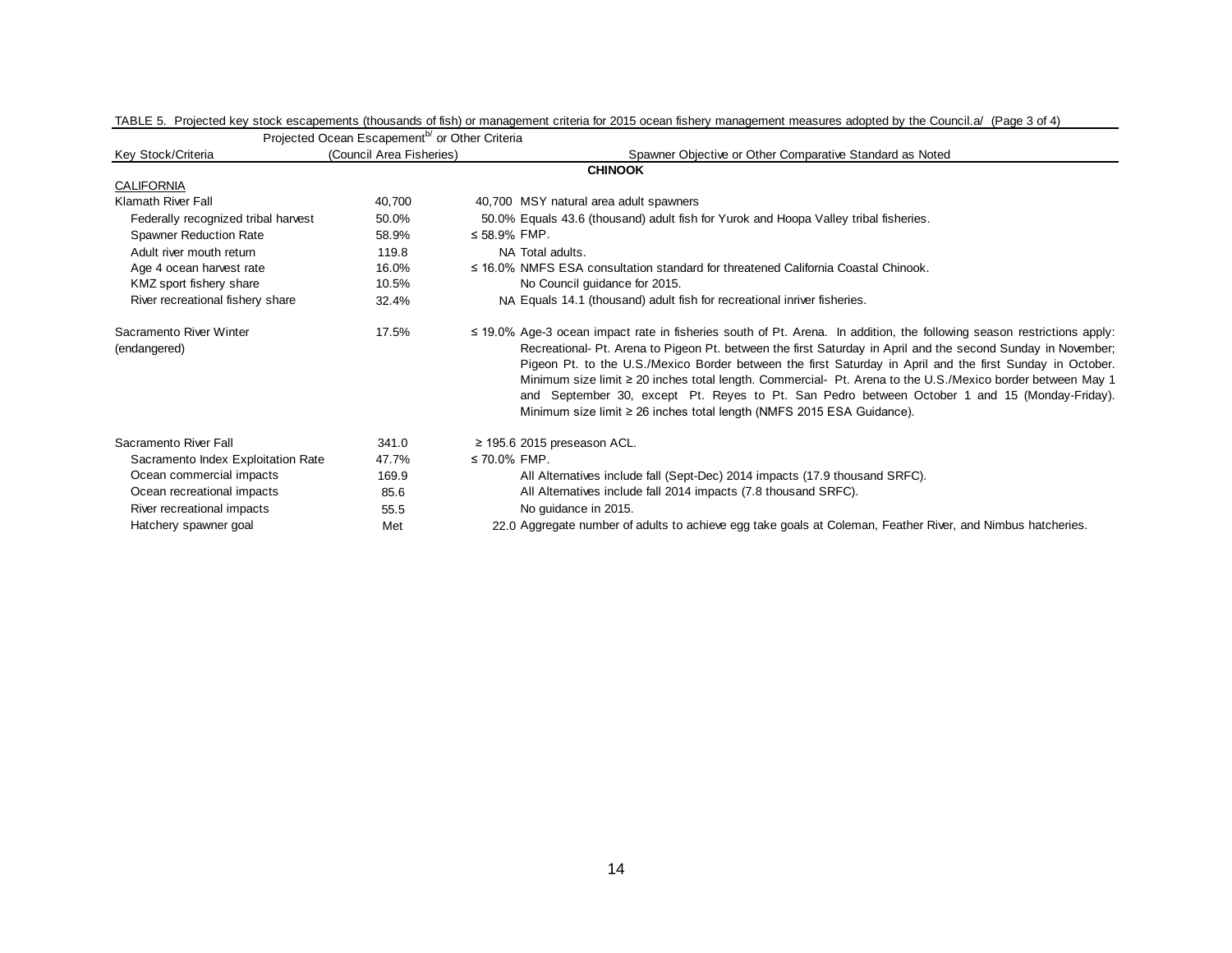TABLE 5. Projected key stock escapements (thousands of fish) or management criteria for 2015 ocean fishery management measures adopted by the Council.a/ (Page 3 of 4)

| Key Stock/Criteria | Projected Ocean Escapement[b/] or Other Criteria (Council Area Fisheries) | Spawner Objective or Other Comparative Standard as Noted | |
|---|---|---|---|
| | | **CHINOOK** | |
| CALIFORNIA | | | |
| Klamath River Fall | 40,700 | 40,700 | MSY natural area adult spawners |
| Federally recognized tribal harvest | 50.0% | 50.0% | Equals 43.6 (thousand) adult fish for Yurok and Hoopa Valley tribal fisheries. |
| Spawner Reduction Rate | 58.9% | ≤ 58.9% | FMP. |
| Adult river mouth return | 119.8 | NA | Total adults. |
| Age 4 ocean harvest rate | 16.0% | ≤ 16.0% | NMFS ESA consultation standard for threatened California Coastal Chinook. |
| KMZ sport fishery share | 10.5% | | No Council guidance for 2015. |
| River recreational fishery share | 32.4% | NA | Equals 14.1 (thousand) adult fish for recreational inriver fisheries. |
| Sacramento River Winter (endangered) | 17.5% | ≤ 19.0% | Age-3 ocean impact rate in fisheries south of Pt. Arena. In addition, the following season restrictions apply: Recreational- Pt. Arena to Pigeon Pt. between the first Saturday in April and the second Sunday in November; Pigeon Pt. to the U.S./Mexico Border between the first Saturday in April and the first Sunday in October. Minimum size limit ≥ 20 inches total length. Commercial- Pt. Arena to the U.S./Mexico border between May 1 and September 30, except Pt. Reyes to Pt. San Pedro between October 1 and 15 (Monday-Friday). Minimum size limit ≥ 26 inches total length (NMFS 2015 ESA Guidance). |
| Sacramento River Fall | 341.0 | ≥ 195.6 | 2015 preseason ACL. |
| Sacramento Index Exploitation Rate | 47.7% | ≤ 70.0% | FMP. |
| Ocean commercial impacts | 169.9 | | All Alternatives include fall (Sept-Dec) 2014 impacts (17.9 thousand SRFC). |
| Ocean recreational impacts | 85.6 | | All Alternatives include fall 2014 impacts (7.8 thousand SRFC). |
| River recreational impacts | 55.5 | | No guidance in 2015. |
| Hatchery spawner goal | Met | 22.0 | Aggregate number of adults to achieve egg take goals at Coleman, Feather River, and Nimbus hatcheries. |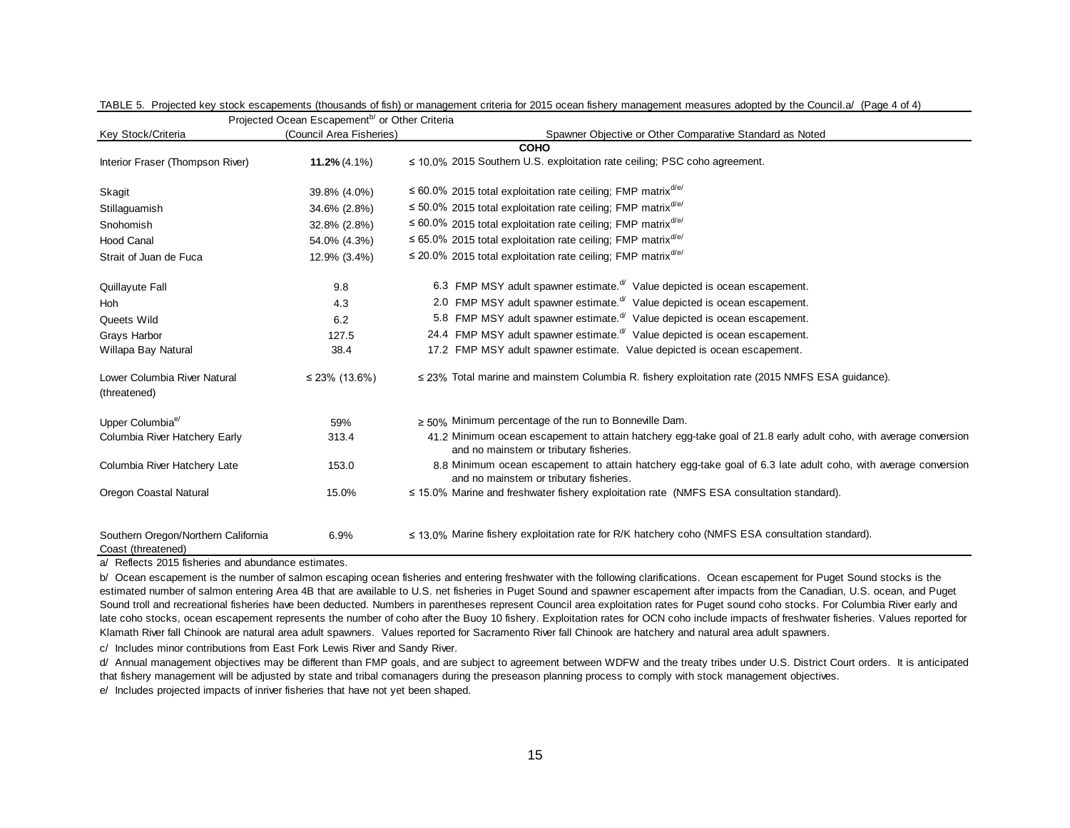TABLE 5. Projected key stock escapements (thousands of fish) or management criteria for 2015 ocean fishery management measures adopted by the Council.a/ (Page 4 of 4)

| Key Stock/Criteria | Projected Ocean Escapement[b/] or Other Criteria (Council Area Fisheries) | Spawner Objective or Other Comparative Standard as Noted | |
|---|---|---|---|
| | | **COHO** | |
| Interior Fraser (Thompson River) | **11.2%** (4.1%) | ≤ 10.0% | 2015 Southern U.S. exploitation rate ceiling; PSC coho agreement. |
| Skagit | 39.8% (4.0%) | ≤ 60.0% | 2015 total exploitation rate ceiling; FMP matrix[d/e/] |
| Stillaguamish | 34.6% (2.8%) | ≤ 50.0% | 2015 total exploitation rate ceiling; FMP matrix[d/e/] |
| Snohomish | 32.8% (2.8%) | ≤ 60.0% | 2015 total exploitation rate ceiling; FMP matrix[d/e/] |
| Hood Canal | 54.0% (4.3%) | ≤ 65.0% | 2015 total exploitation rate ceiling; FMP matrix[d/e/] |
| Strait of Juan de Fuca | 12.9% (3.4%) | ≤ 20.0% | 2015 total exploitation rate ceiling; FMP matrix[d/e/] |
| Quillayute Fall | 9.8 | 6.3 | FMP MSY adult spawner estimate.[d/] Value depicted is ocean escapement. |
| Hoh | 4.3 | 2.0 | FMP MSY adult spawner estimate.[d/] Value depicted is ocean escapement. |
| Queets Wild | 6.2 | 5.8 | FMP MSY adult spawner estimate.[d/] Value depicted is ocean escapement. |
| Grays Harbor | 127.5 | 24.4 | FMP MSY adult spawner estimate.[d/] Value depicted is ocean escapement. |
| Willapa Bay Natural | 38.4 | 17.2 | FMP MSY adult spawner estimate. Value depicted is ocean escapement. |
| Lower Columbia River Natural (threatened) | ≤ 23% (13.6%) | ≤ 23% | Total marine and mainstem Columbia R. fishery exploitation rate (2015 NMFS ESA guidance). |
| Upper Columbia[e/] | 59% | ≥ 50% | Minimum percentage of the run to Bonneville Dam. |
| Columbia River Hatchery Early | 313.4 | 41.2 | Minimum ocean escapement to attain hatchery egg-take goal of 21.8 early adult coho, with average conversion and no mainstem or tributary fisheries. |
| Columbia River Hatchery Late | 153.0 | 8.8 | Minimum ocean escapement to attain hatchery egg-take goal of 6.3 late adult coho, with average conversion and no mainstem or tributary fisheries. |
| Oregon Coastal Natural | 15.0% | ≤ 15.0% | Marine and freshwater fishery exploitation rate (NMFS ESA consultation standard). |
| Southern Oregon/Northern California Coast (threatened) | 6.9% | ≤ 13.0% | Marine fishery exploitation rate for R/K hatchery coho (NMFS ESA consultation standard). |

a/ Reflects 2015 fisheries and abundance estimates.

b/ Ocean escapement is the number of salmon escaping ocean fisheries and entering freshwater with the following clarifications. Ocean escapement for Puget Sound stocks is the estimated number of salmon entering Area 4B that are available to U.S. net fisheries in Puget Sound and spawner escapement after impacts from the Canadian, U.S. ocean, and Puget Sound troll and recreational fisheries have been deducted. Numbers in parentheses represent Council area exploitation rates for Puget sound coho stocks. For Columbia River early and late coho stocks, ocean escapement represents the number of coho after the Buoy 10 fishery. Exploitation rates for OCN coho include impacts of freshwater fisheries. Values reported for Klamath River fall Chinook are natural area adult spawners. Values reported for Sacramento River fall Chinook are hatchery and natural area adult spawners.

c/ Includes minor contributions from East Fork Lewis River and Sandy River.

d/ Annual management objectives may be different than FMP goals, and are subject to agreement between WDFW and the treaty tribes under U.S. District Court orders. It is anticipated that fishery management will be adjusted by state and tribal comanagers during the preseason planning process to comply with stock management objectives.

e/ Includes projected impacts of inriver fisheries that have not yet been shaped.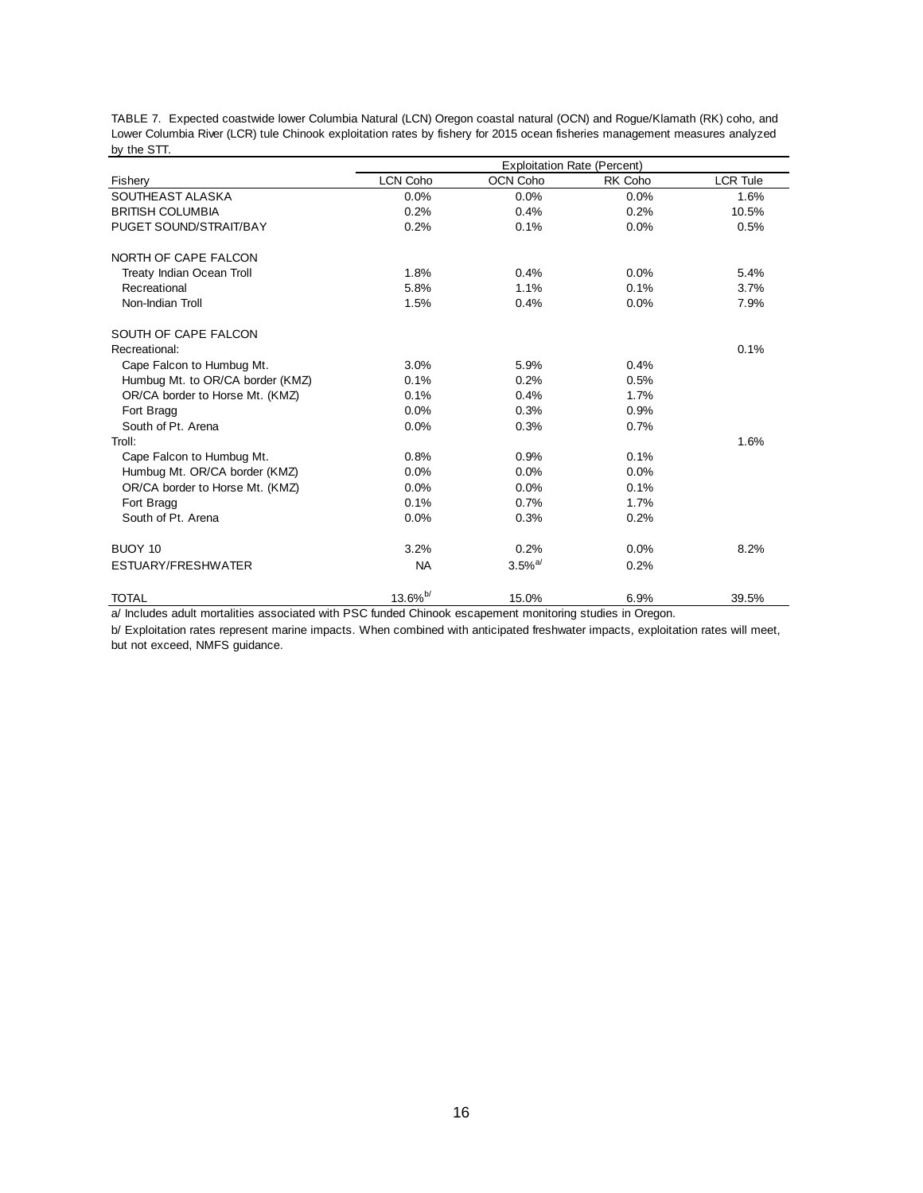TABLE 7. Expected coastwide lower Columbia Natural (LCN) Oregon coastal natural (OCN) and Rogue/Klamath (RK) coho, and Lower Columbia River (LCR) tule Chinook exploitation rates by fishery for 2015 ocean fisheries management measures analyzed by the STT.

| | Exploitation Rate (Percent) | | | |
|---|---|---|---|---|
| Fishery | LCN Coho | OCN Coho | RK Coho | LCR Tule |
| SOUTHEAST ALASKA | 0.0% | 0.0% | 0.0% | 1.6% |
| BRITISH COLUMBIA | 0.2% | 0.4% | 0.2% | 10.5% |
| PUGET SOUND/STRAIT/BAY | 0.2% | 0.1% | 0.0% | 0.5% |
| NORTH OF CAPE FALCON | | | | |
| Treaty Indian Ocean Troll | 1.8% | 0.4% | 0.0% | 5.4% |
| Recreational | 5.8% | 1.1% | 0.1% | 3.7% |
| Non-Indian Troll | 1.5% | 0.4% | 0.0% | 7.9% |
| SOUTH OF CAPE FALCON | | | | |
| Recreational: | | | | 0.1% |
| Cape Falcon to Humbug Mt. | 3.0% | 5.9% | 0.4% | |
| Humbug Mt. to OR/CA border (KMZ) | 0.1% | 0.2% | 0.5% | |
| OR/CA border to Horse Mt. (KMZ) | 0.1% | 0.4% | 1.7% | |
| Fort Bragg | 0.0% | 0.3% | 0.9% | |
| South of Pt. Arena | 0.0% | 0.3% | 0.7% | |
| Troll: | | | | 1.6% |
| Cape Falcon to Humbug Mt. | 0.8% | 0.9% | 0.1% | |
| Humbug Mt. OR/CA border (KMZ) | 0.0% | 0.0% | 0.0% | |
| OR/CA border to Horse Mt. (KMZ) | 0.0% | 0.0% | 0.1% | |
| Fort Bragg | 0.1% | 0.7% | 1.7% | |
| South of Pt. Arena | 0.0% | 0.3% | 0.2% | |
| BUOY 10 | 3.2% | 0.2% | 0.0% | 8.2% |
| ESTUARY/FRESHWATER | NA | 3.5% [a/] | 0.2% | |
| TOTAL | 13.6% [b/] | 15.0% | 6.9% | 39.5% |

a/ Includes adult mortalities associated with PSC funded Chinook escapement monitoring studies in Oregon.

b/ Exploitation rates represent marine impacts. When combined with anticipated freshwater impacts, exploitation rates will meet, but not exceed, NMFS guidance.